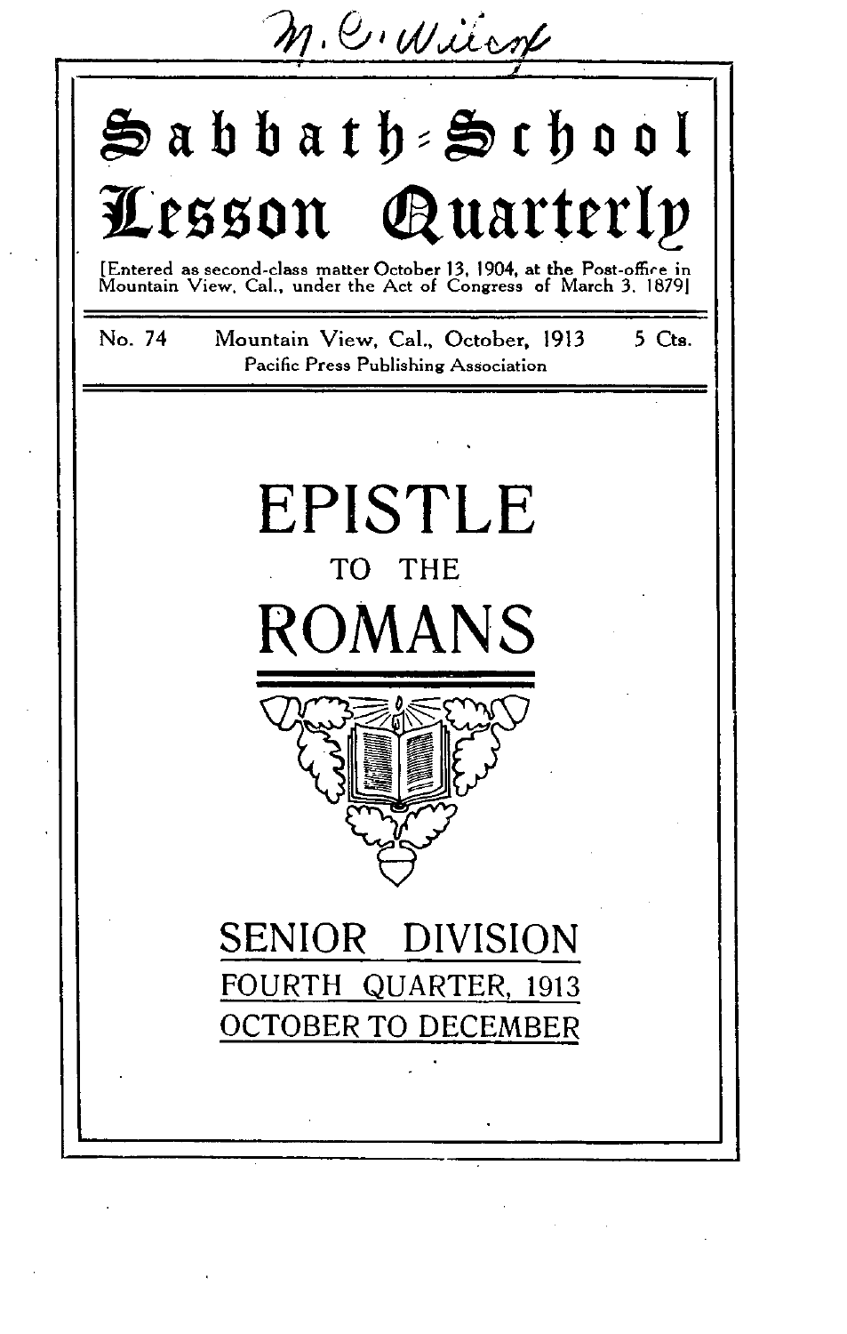M. C. Wilcox

# Sabbath-School Lesson Quarterly

[Entered as second-class matter October 13, 1904, at the Post-office in Mountain View, Cal., under the Act of Congress of March 3, 1879]

No. 74 Mountain View, Cal., October, 1913 5 Cts.

Pacific Press Publishing Association

# EPISTLE

## TO THE

# ROMANS

## SENIOR DIVISION

FOURTH QUARTER, 1913

OCTOBER TO DECEMBER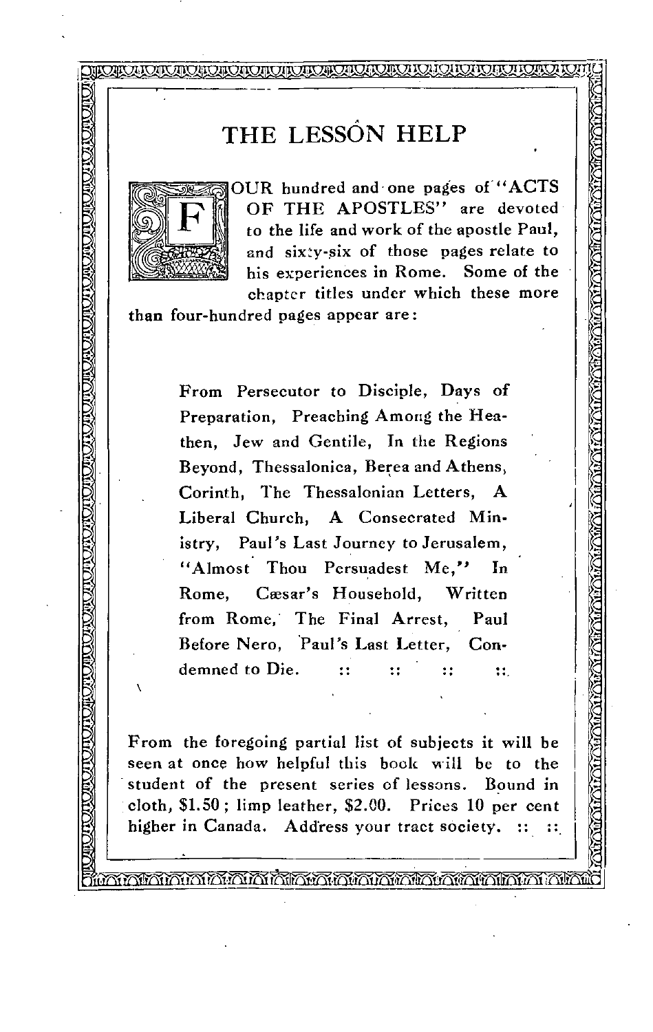# THE LESSON HELP

FOUR hundred and one pages of "ACTS OF THE APOSTLES" are devoted to the life and work of the apostle Paul, and sixty-six of those pages relate to his experiences in Rome. Some of the chapter titles under which these more than four-hundred pages appear are:

> From Persecutor to Disciple, Days of Preparation, Preaching Among the Heathen, Jew and Gentile, In the Regions Beyond, Thessalonica, Berea and Athens, Corinth, The Thessalonian Letters, A Liberal Church, A Consecrated Ministry, Paul's Last Journey to Jerusalem, "Almost Thou Persuadest Me," In Rome, Cæsar's Household, Written from Rome, The Final Arrest, Paul Before Nero, Paul's Last Letter, Condemned to Die. :: :: :: ::

From the foregoing partial list of subjects it will be seen at once how helpful this book will be to the student of the present series of lessons. Bound in cloth, $1.50; limp leather, $2.00. Prices 10 per cent higher in Canada. Address your tract society. :: ::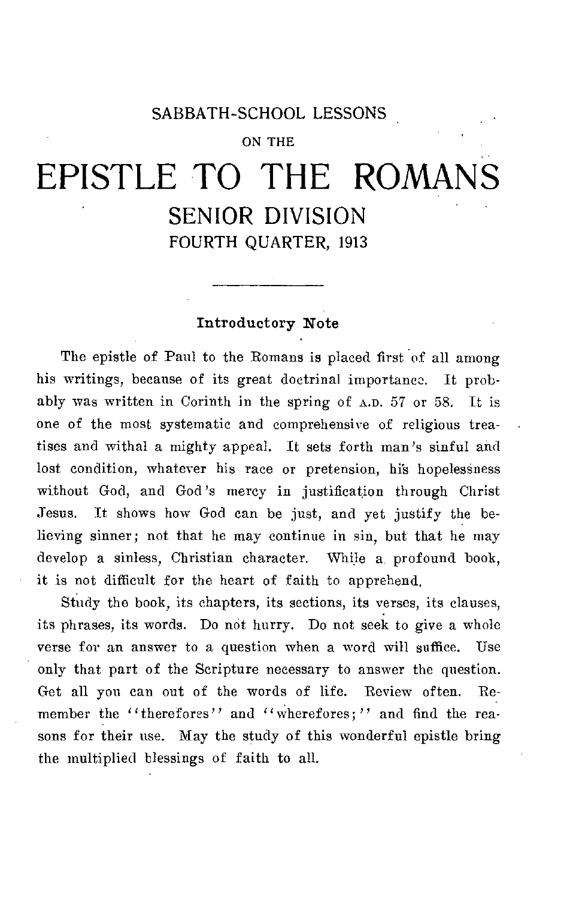SABBATH-SCHOOL LESSONS

ON THE

# EPISTLE TO THE ROMANS

## SENIOR DIVISION

### FOURTH QUARTER, 1913

---

**Introductory Note**

The epistle of Paul to the Romans is placed first of all among his writings, because of its great doctrinal importance. It probably was written in Corinth in the spring of A.D. 57 or 58. It is one of the most systematic and comprehensive of religious treatises and withal a mighty appeal. It sets forth man's sinful and lost condition, whatever his race or pretension, his hopelessness without God, and God's mercy in justification through Christ Jesus. It shows how God can be just, and yet justify the believing sinner; not that he may continue in sin, but that he may develop a sinless, Christian character. While a profound book, it is not difficult for the heart of faith to apprehend.

Study the book, its chapters, its sections, its verses, its clauses, its phrases, its words. Do not hurry. Do not seek to give a whole verse for an answer to a question when a word will suffice. Use only that part of the Scripture necessary to answer the question. Get all you can out of the words of life. Review often. Remember the "therefores" and "wherefores;" and find the reasons for their use. May the study of this wonderful epistle bring the multiplied blessings of faith to all.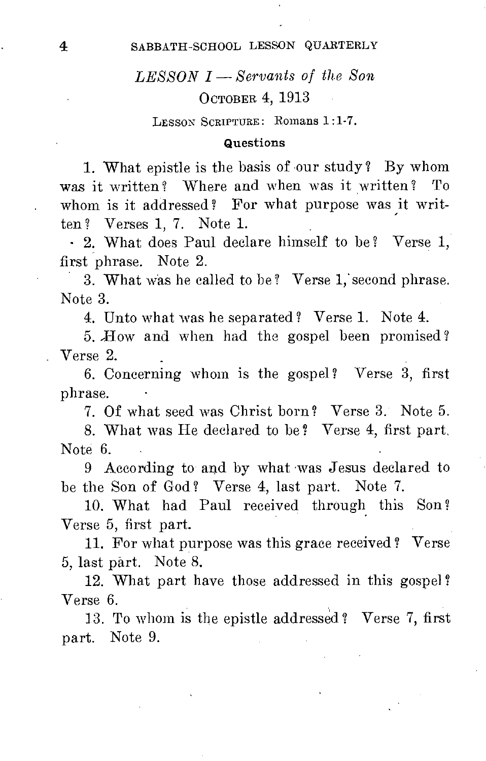## *LESSON I — Servants of the Son*

### October 4, 1913

Lesson Scripture: Romans 1:1-7.

#### Questions

1. What epistle is the basis of our study? By whom was it written? Where and when was it written? To whom is it addressed? For what purpose was it written? Verses 1, 7. Note 1.

2. What does Paul declare himself to be? Verse 1, first phrase. Note 2.

3. What was he called to be? Verse 1, second phrase. Note 3.

4. Unto what was he separated? Verse 1. Note 4.

5. How and when had the gospel been promised? Verse 2.

6. Concerning whom is the gospel? Verse 3, first phrase.

7. Of what seed was Christ born? Verse 3. Note 5.

8. What was He declared to be? Verse 4, first part. Note 6.

9 According to and by what was Jesus declared to be the Son of God? Verse 4, last part. Note 7.

10. What had Paul received through this Son? Verse 5, first part.

11. For what purpose was this grace received? Verse 5, last part. Note 8.

12. What part have those addressed in this gospel? Verse 6.

13. To whom is the epistle addressed? Verse 7, first part. Note 9.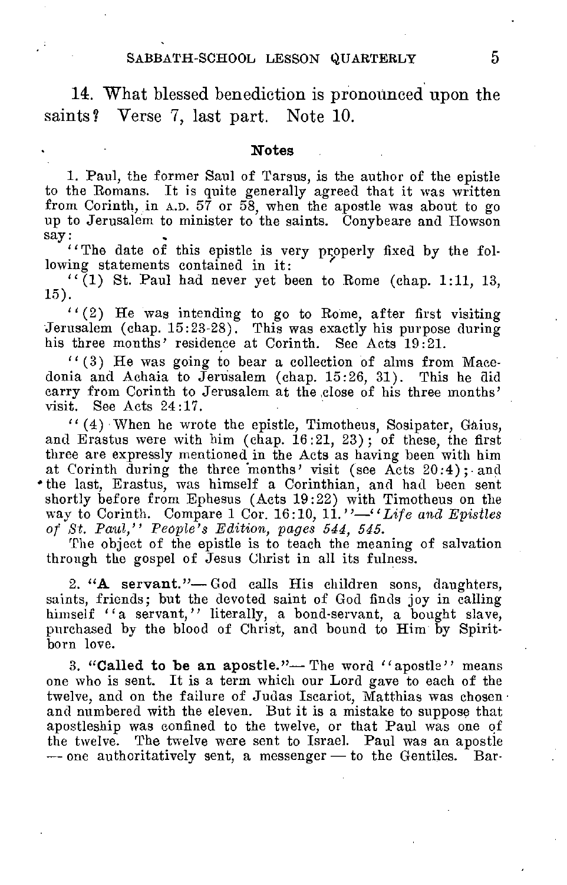14. What blessed benediction is pronounced upon the saints? Verse 7, last part. Note 10.

## Notes

1. Paul, the former Saul of Tarsus, is the author of the epistle to the Romans. It is quite generally agreed that it was written from Corinth, in A.D. 57 or 58, when the apostle was about to go up to Jerusalem to minister to the saints. Conybeare and Howson say:

"The date of this epistle is very properly fixed by the following statements contained in it:

"(1) St. Paul had never yet been to Rome (chap. 1:11, 13, 15).

"(2) He was intending to go to Rome, after first visiting Jerusalem (chap. 15:23-28). This was exactly his purpose during his three months' residence at Corinth. See Acts 19:21.

"(3) He was going to bear a collection of alms from Macedonia and Achaia to Jerusalem (chap. 15:26, 31). This he did carry from Corinth to Jerusalem at the close of his three months' visit. See Acts 24:17.

"(4) When he wrote the epistle, Timotheus, Sosipater, Gaius, and Erastus were with him (chap. 16:21, 23); of these, the first three are expressly mentioned in the Acts as having been with him at Corinth during the three months' visit (see Acts 20:4); and the last, Erastus, was himself a Corinthian, and had been sent shortly before from Ephesus (Acts 19:22) with Timotheus on the way to Corinth. Compare 1 Cor. 16:10, 11."—*"Life and Epistles of St. Paul," People's Edition, pages 544, 545.*

The object of the epistle is to teach the meaning of salvation through the gospel of Jesus Christ in all its fulness.

2. **"A servant."**— God calls His children sons, daughters, saints, friends; but the devoted saint of God finds joy in calling himself "a servant," literally, a bond-servant, a bought slave, purchased by the blood of Christ, and bound to Him by Spirit-born love.

3. **"Called to be an apostle."**— The word "apostle" means one who is sent. It is a term which our Lord gave to each of the twelve, and on the failure of Judas Iscariot, Matthias was chosen and numbered with the eleven. But it is a mistake to suppose that apostleship was confined to the twelve, or that Paul was one of the twelve. The twelve were sent to Israel. Paul was an apostle — one authoritatively sent, a messenger — to the Gentiles. Bar-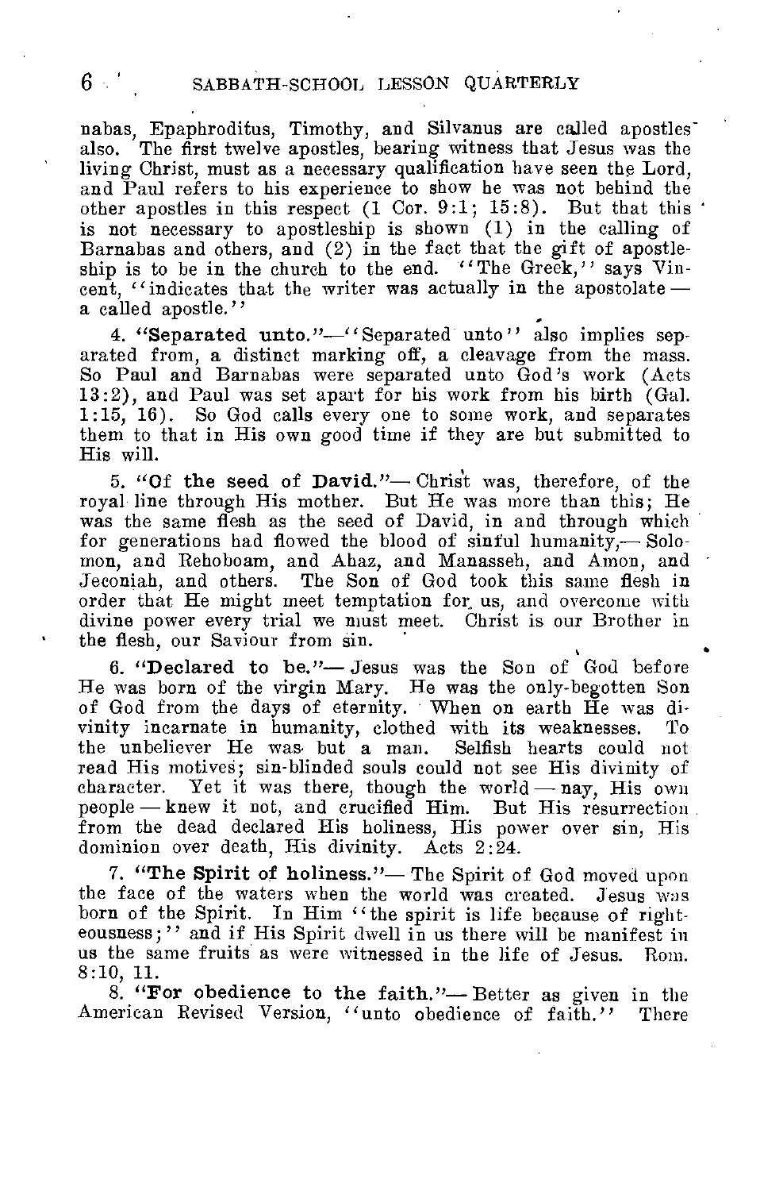nabas, Epaphroditus, Timothy, and Silvanus are called apostles also. The first twelve apostles, bearing witness that Jesus was the living Christ, must as a necessary qualification have seen the Lord, and Paul refers to his experience to show he was not behind the other apostles in this respect (1 Cor. 9:1; 15:8). But that this is not necessary to apostleship is shown (1) in the calling of Barnabas and others, and (2) in the fact that the gift of apostleship is to be in the church to the end. "The Greek," says Vincent, "indicates that the writer was actually in the apostolate — a called apostle."

4. **"Separated unto."**—"Separated unto" also implies separated from, a distinct marking off, a cleavage from the mass. So Paul and Barnabas were separated unto God's work (Acts 13:2), and Paul was set apart for his work from his birth (Gal. 1:15, 16). So God calls every one to some work, and separates them to that in His own good time if they are but submitted to His will.

5. **"Of the seed of David."**— Christ was, therefore, of the royal line through His mother. But He was more than this; He was the same flesh as the seed of David, in and through which for generations had flowed the blood of sinful humanity,— Solomon, and Rehoboam, and Ahaz, and Manasseh, and Amon, and Jeconiah, and others. The Son of God took this same flesh in order that He might meet temptation for us, and overcome with divine power every trial we must meet. Christ is our Brother in the flesh, our Saviour from sin.

6. **"Declared to be."**— Jesus was the Son of God before He was born of the virgin Mary. He was the only-begotten Son of God from the days of eternity. When on earth He was divinity incarnate in humanity, clothed with its weaknesses. To the unbeliever He was but a man. Selfish hearts could not read His motives; sin-blinded souls could not see His divinity of character. Yet it was there, though the world — nay, His own people — knew it not, and crucified Him. But His resurrection from the dead declared His holiness, His power over sin, His dominion over death, His divinity. Acts 2:24.

7. **"The Spirit of holiness."**— The Spirit of God moved upon the face of the waters when the world was created. Jesus was born of the Spirit. In Him "the spirit is life because of righteousness;" and if His Spirit dwell in us there will be manifest in us the same fruits as were witnessed in the life of Jesus. Rom. 8:10, 11.

8. **"For obedience to the faith."**— Better as given in the American Revised Version, "unto obedience of faith." There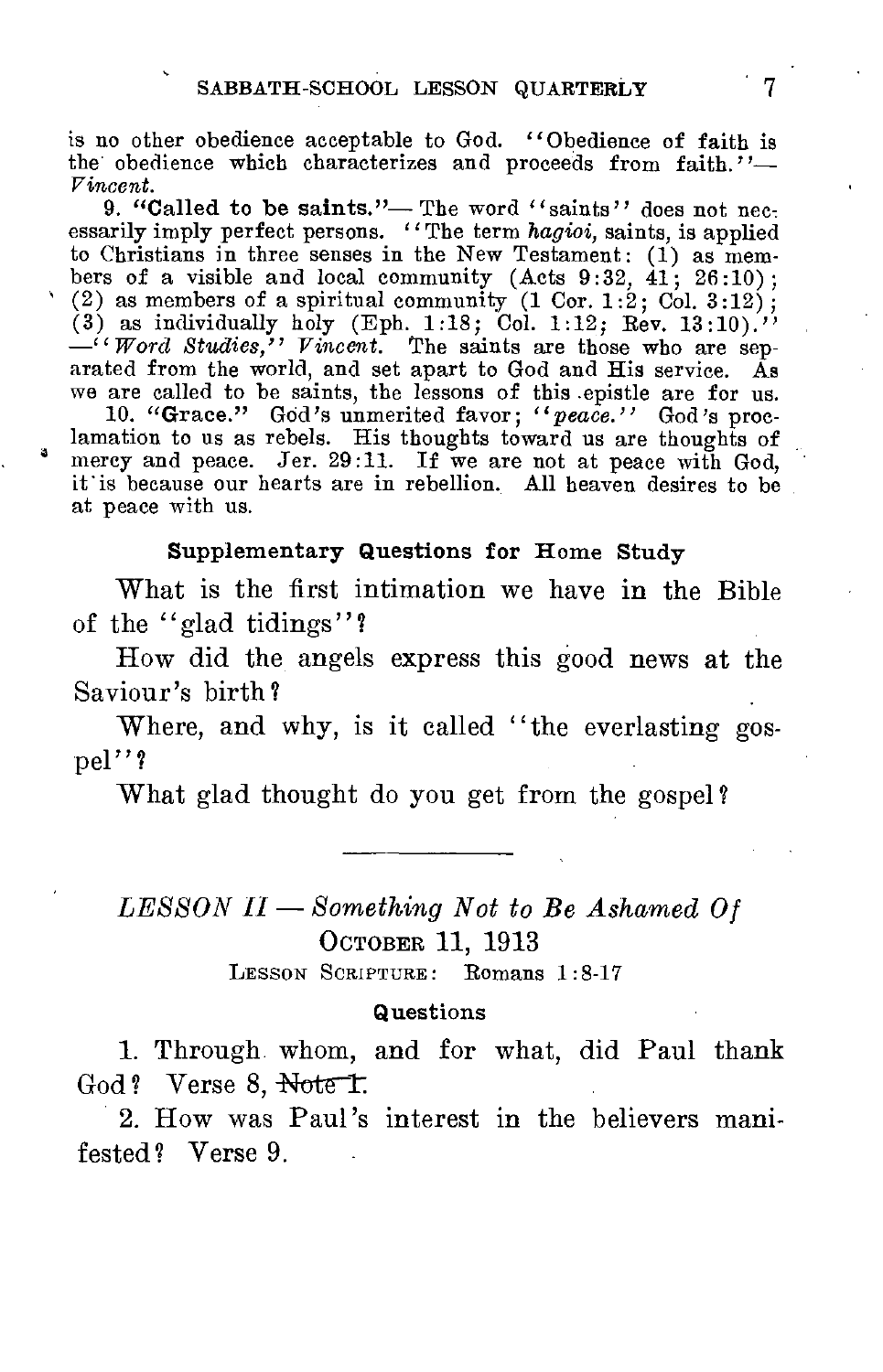is no other obedience acceptable to God. "Obedience of faith is the obedience which characterizes and proceeds from faith."—*Vincent.*

9. **"Called to be saints."**— The word "saints" does not necessarily imply perfect persons. "The term *hagioi,* saints, is applied to Christians in three senses in the New Testament: (1) as members of a visible and local community (Acts 9:32, 41; 26:10); (2) as members of a spiritual community (1 Cor. 1:2; Col. 3:12); (3) as individually holy (Eph. 1:18; Col. 1:12; Rev. 13:10)." —"*Word Studies,*" *Vincent.* The saints are those who are separated from the world, and set apart to God and His service. As we are called to be saints, the lessons of this epistle are for us.

10. **"Grace."** God's unmerited favor; "*peace.*" God's proclamation to us as rebels. His thoughts toward us are thoughts of mercy and peace. Jer. 29:11. If we are not at peace with God, it is because our hearts are in rebellion. All heaven desires to be at peace with us.

### Supplementary Questions for Home Study

What is the first intimation we have in the Bible of the "glad tidings"?

How did the angels express this good news at the Saviour's birth?

Where, and why, is it called "the everlasting gospel"?

What glad thought do you get from the gospel?

---

## *LESSON II — Something Not to Be Ashamed Of*

OCTOBER 11, 1913

LESSON SCRIPTURE: Romans 1:8-17

### Questions

1. Through whom, and for what, did Paul thank God? Verse 8, ~~Note 1.~~

2. How was Paul's interest in the believers manifested? Verse 9.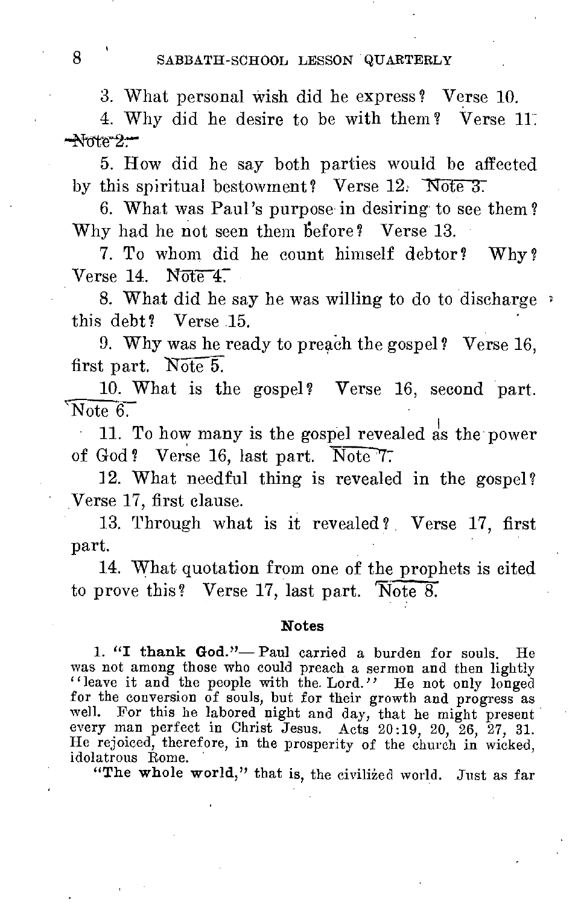3. What personal wish did he express? Verse 10.

4. Why did he desire to be with them? Verse 11. Note 2.

5. How did he say both parties would be affected by this spiritual bestowment? Verse 12. Note 3.

6. What was Paul's purpose in desiring to see them? Why had he not seen them before? Verse 13.

7. To whom did he count himself debtor? Why? Verse 14. Note 4.

8. What did he say he was willing to do to discharge this debt? Verse 15.

9. Why was he ready to preach the gospel? Verse 16, first part. Note 5.

10. What is the gospel? Verse 16, second part. Note 6.

11. To how many is the gospel revealed as the power of God? Verse 16, last part. Note 7.

12. What needful thing is revealed in the gospel? Verse 17, first clause.

13. Through what is it revealed? Verse 17, first part.

14. What quotation from one of the prophets is cited to prove this? Verse 17, last part. Note 8.

#### Notes

1. **"I thank God."**— Paul carried a burden for souls. He was not among those who could preach a sermon and then lightly "leave it and the people with the Lord." He not only longed for the conversion of souls, but for their growth and progress as well. For this he labored night and day, that he might present every man perfect in Christ Jesus. Acts 20:19, 20, 26, 27, 31. He rejoiced, therefore, in the prosperity of the church in wicked, idolatrous Rome.

**"The whole world,"** that is, the civilized world. Just as far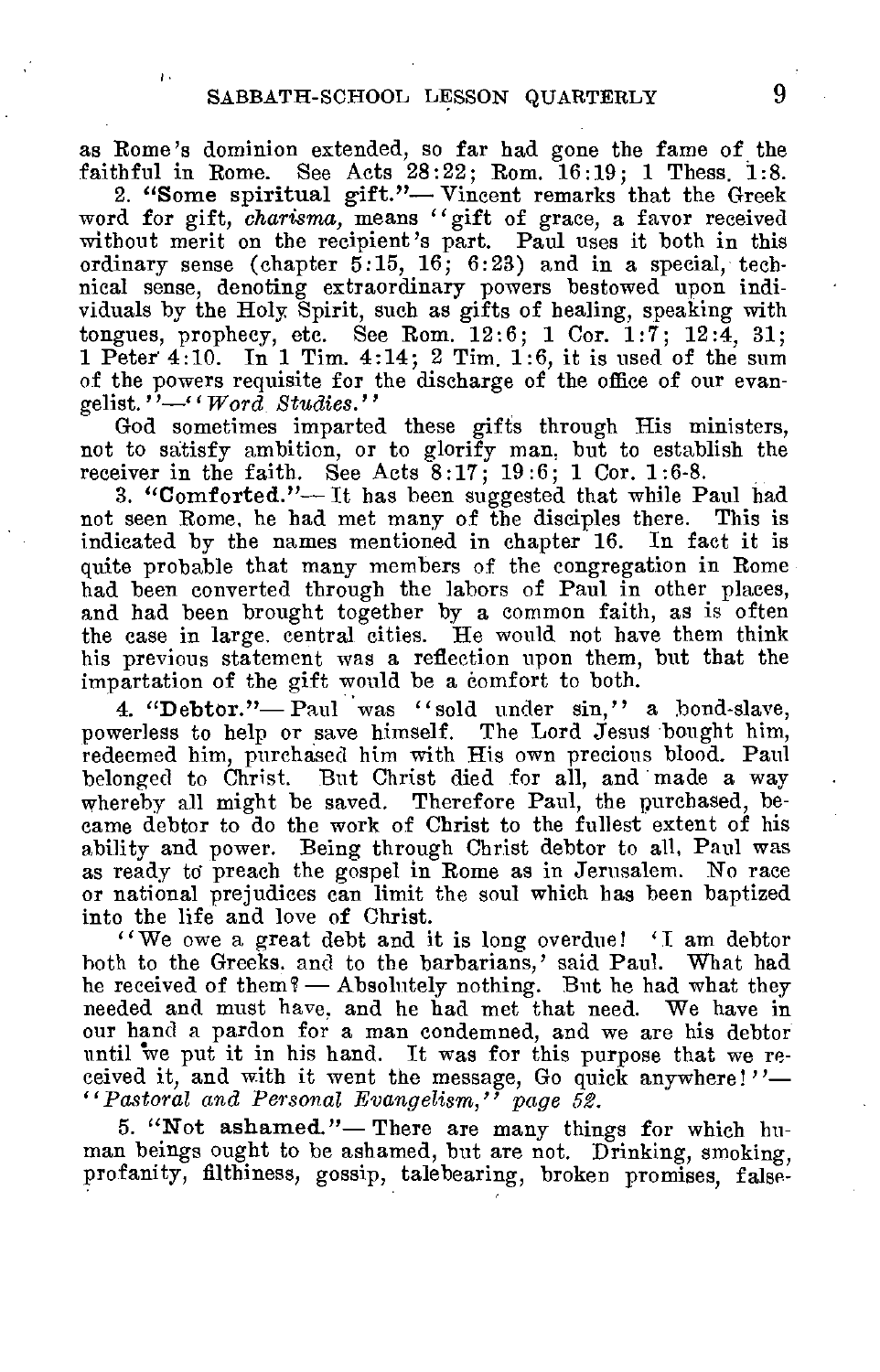as Rome's dominion extended, so far had gone the fame of the faithful in Rome. See Acts 28:22; Rom. 16:19; 1 Thess. 1:8.

2. **"Some spiritual gift."**— Vincent remarks that the Greek word for gift, *charisma,* means "gift of grace, a favor received without merit on the recipient's part. Paul uses it both in this ordinary sense (chapter 5:15, 16; 6:23) and in a special, technical sense, denoting extraordinary powers bestowed upon individuals by the Holy Spirit, such as gifts of healing, speaking with tongues, prophecy, etc. See Rom. 12:6; 1 Cor. 1:7; 12:4, 31; 1 Peter 4:10. In 1 Tim. 4:14; 2 Tim. 1:6, it is used of the sum of the powers requisite for the discharge of the office of our evangelist."—"*Word Studies.*"

God sometimes imparted these gifts through His ministers, not to satisfy ambition, or to glorify man, but to establish the receiver in the faith. See Acts 8:17; 19:6; 1 Cor. 1:6-8.

3. **"Comforted."**— It has been suggested that while Paul had not seen Rome, he had met many of the disciples there. This is indicated by the names mentioned in chapter 16. In fact it is quite probable that many members of the congregation in Rome had been converted through the labors of Paul in other places, and had been brought together by a common faith, as is often the case in large, central cities. He would not have them think his previous statement was a reflection upon them, but that the impartation of the gift would be a comfort to both.

4. **"Debtor."**— Paul was "sold under sin," a bond-slave, powerless to help or save himself. The Lord Jesus bought him, redeemed him, purchased him with His own precious blood. Paul belonged to Christ. But Christ died for all, and made a way whereby all might be saved. Therefore Paul, the purchased, became debtor to do the work of Christ to the fullest extent of his ability and power. Being through Christ debtor to all, Paul was as ready to preach the gospel in Rome as in Jerusalem. No race or national prejudices can limit the soul which has been baptized into the life and love of Christ.

"We owe a great debt and it is long overdue! 'I am debtor both to the Greeks, and to the barbarians,' said Paul. What had he received of them? — Absolutely nothing. But he had what they needed and must have, and he had met that need. We have in our hand a pardon for a man condemned, and we are his debtor until we put it in his hand. It was for this purpose that we received it, and with it went the message, Go quick anywhere!"—"*Pastoral and Personal Evangelism,*" *page 52.*

5. **"Not ashamed."**— There are many things for which human beings ought to be ashamed, but are not. Drinking, smoking, profanity, filthiness, gossip, talebearing, broken promises, false-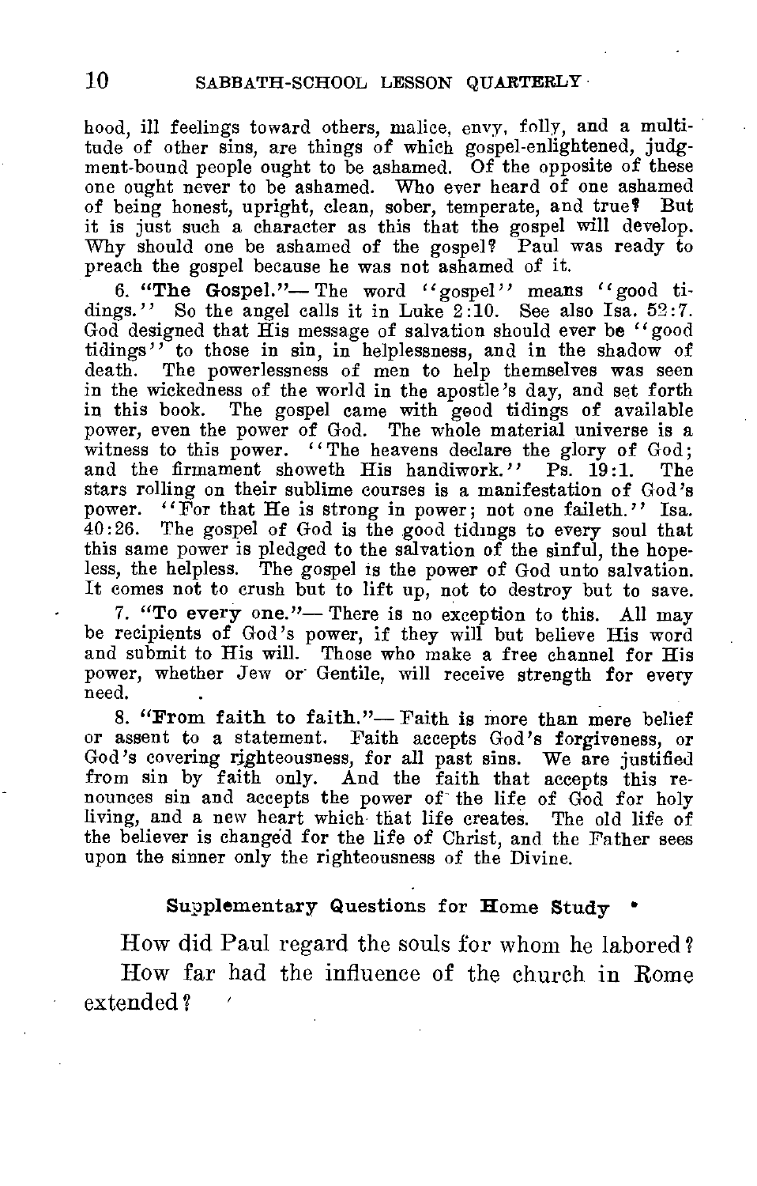hood, ill feelings toward others, malice, envy, folly, and a multitude of other sins, are things of which gospel-enlightened, judgment-bound people ought to be ashamed. Of the opposite of these one ought never to be ashamed. Who ever heard of one ashamed of being honest, upright, clean, sober, temperate, and true? But it is just such a character as this that the gospel will develop. Why should one be ashamed of the gospel? Paul was ready to preach the gospel because he was not ashamed of it.

6. **"The Gospel."**— The word "gospel" means "good tidings." So the angel calls it in Luke 2:10. See also Isa. 52:7. God designed that His message of salvation should ever be "good tidings" to those in sin, in helplessness, and in the shadow of death. The powerlessness of men to help themselves was seen in the wickedness of the world in the apostle's day, and set forth in this book. The gospel came with good tidings of available power, even the power of God. The whole material universe is a witness to this power. "The heavens declare the glory of God; and the firmament showeth His handiwork." Ps. 19:1. The stars rolling on their sublime courses is a manifestation of God's power. "For that He is strong in power; not one faileth." Isa. 40:26. The gospel of God is the good tidings to every soul that this same power is pledged to the salvation of the sinful, the hopeless, the helpless. The gospel is the power of God unto salvation. It comes not to crush but to lift up, not to destroy but to save.

7. **"To every one."**— There is no exception to this. All may be recipients of God's power, if they will but believe His word and submit to His will. Those who make a free channel for His power, whether Jew or Gentile, will receive strength for every need.

8. **"From faith to faith."**— Faith is more than mere belief or assent to a statement. Faith accepts God's forgiveness, or God's covering righteousness, for all past sins. We are justified from sin by faith only. And the faith that accepts this renounces sin and accepts the power of the life of God for holy living, and a new heart which that life creates. The old life of the believer is changed for the life of Christ, and the Father sees upon the sinner only the righteousness of the Divine.

### Supplementary Questions for Home Study

How did Paul regard the souls for whom he labored?

How far had the influence of the church in Rome extended?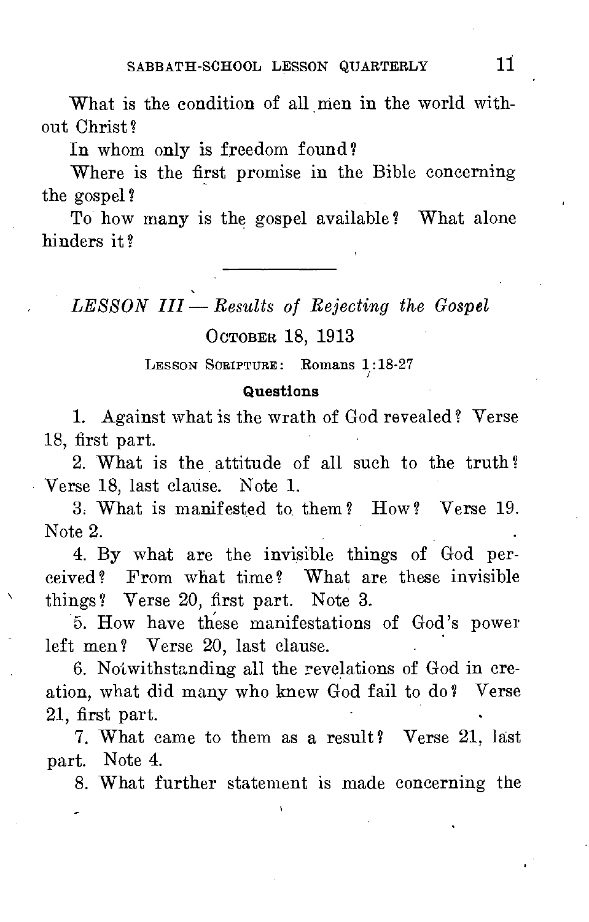What is the condition of all men in the world without Christ?

In whom only is freedom found?

Where is the first promise in the Bible concerning the gospel?

To how many is the gospel available? What alone hinders it?

---

## *LESSON III — Results of Rejecting the Gospel*

### October 18, 1913

Lesson Scripture: Romans 1:18-27

#### Questions

1. Against what is the wrath of God revealed? Verse 18, first part.

2. What is the attitude of all such to the truth? Verse 18, last clause. Note 1.

3. What is manifested to them? How? Verse 19. Note 2.

4. By what are the invisible things of God perceived? From what time? What are these invisible things? Verse 20, first part. Note 3.

5. How have these manifestations of God's power left men? Verse 20, last clause.

6. Notwithstanding all the revelations of God in creation, what did many who knew God fail to do? Verse 21, first part.

7. What came to them as a result? Verse 21, last part. Note 4.

8. What further statement is made concerning the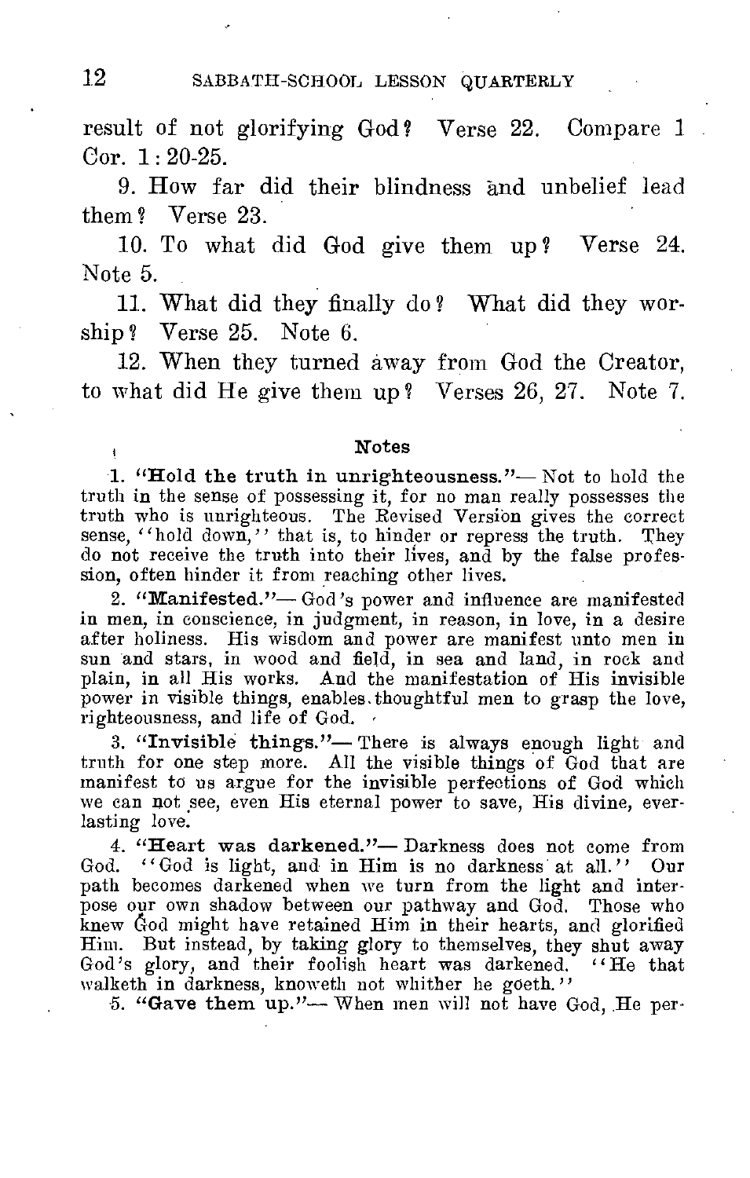result of not glorifying God? Verse 22. Compare 1 Cor. 1:20-25.

9. How far did their blindness and unbelief lead them? Verse 23.

10. To what did God give them up? Verse 24. Note 5.

11. What did they finally do? What did they worship? Verse 25. Note 6.

12. When they turned away from God the Creator, to what did He give them up? Verses 26, 27. Note 7.

### Notes

1. **"Hold the truth in unrighteousness."**— Not to hold the truth in the sense of possessing it, for no man really possesses the truth who is unrighteous. The Revised Version gives the correct sense, "hold down," that is, to hinder or repress the truth. They do not receive the truth into their lives, and by the false profession, often hinder it from reaching other lives.

2. **"Manifested."**— God's power and influence are manifested in men, in conscience, in judgment, in reason, in love, in a desire after holiness. His wisdom and power are manifest unto men in sun and stars, in wood and field, in sea and land, in rock and plain, in all His works. And the manifestation of His invisible power in visible things, enables thoughtful men to grasp the love, righteousness, and life of God.

3. **"Invisible things."**— There is always enough light and truth for one step more. All the visible things of God that are manifest to us argue for the invisible perfections of God which we can not see, even His eternal power to save, His divine, everlasting love.

4. **"Heart was darkened."**— Darkness does not come from God. "God is light, and in Him is no darkness at all." Our path becomes darkened when we turn from the light and interpose our own shadow between our pathway and God. Those who knew God might have retained Him in their hearts, and glorified Him. But instead, by taking glory to themselves, they shut away God's glory, and their foolish heart was darkened. "He that walketh in darkness, knoweth not whither he goeth."

5. **"Gave them up."**— When men will not have God, He per-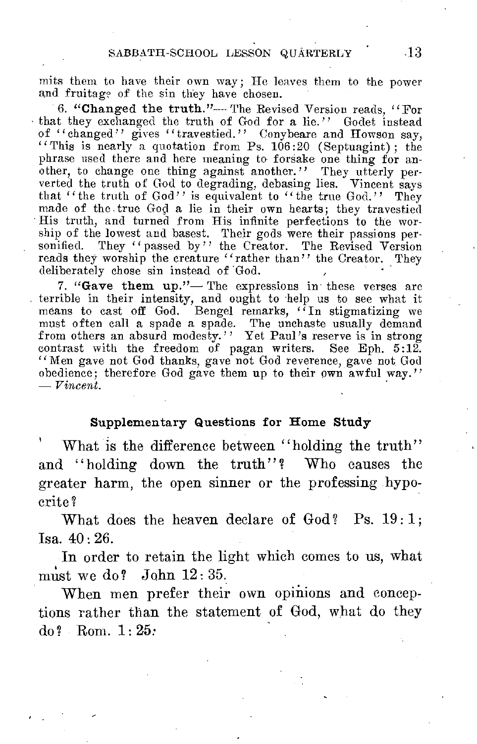mits them to have their own way; He leaves them to the power and fruitage of the sin they have chosen.

6. **"Changed the truth."**— The Revised Version reads, "For that they exchanged the truth of God for a lie." Godet instead of "changed" gives "travestied." Conybeare and Howson say, "This is nearly a quotation from Ps. 106:20 (Septuagint); the phrase used there and here meaning to forsake one thing for another, to change one thing against another." They utterly perverted the truth of God to degrading, debasing lies. Vincent says that "the truth of God" is equivalent to "the true God." They made of the true God a lie in their own hearts; they travestied His truth, and turned from His infinite perfections to the worship of the lowest and basest. Their gods were their passions personified. They "passed by" the Creator. The Revised Version reads they worship the creature "rather than" the Creator. They deliberately chose sin instead of God.

7. **"Gave them up."**— The expressions in these verses are terrible in their intensity, and ought to help us to see what it means to cast off God. Bengel remarks, "In stigmatizing we must often call a spade a spade. The unchaste usually demand from others an absurd modesty." Yet Paul's reserve is in strong contrast with the freedom of pagan writers. See Eph. 5:12. "Men gave not God thanks, gave not God reverence, gave not God obedience; therefore God gave them up to their own awful way." — *Vincent.*

### Supplementary Questions for Home Study

What is the difference between "holding the truth" and "holding down the truth"? Who causes the greater harm, the open sinner or the professing hypocrite?

What does the heaven declare of God? Ps. 19:1; Isa. 40:26.

In order to retain the light which comes to us, what must we do? John 12:35.

When men prefer their own opinions and conceptions rather than the statement of God, what do they do? Rom. 1:25.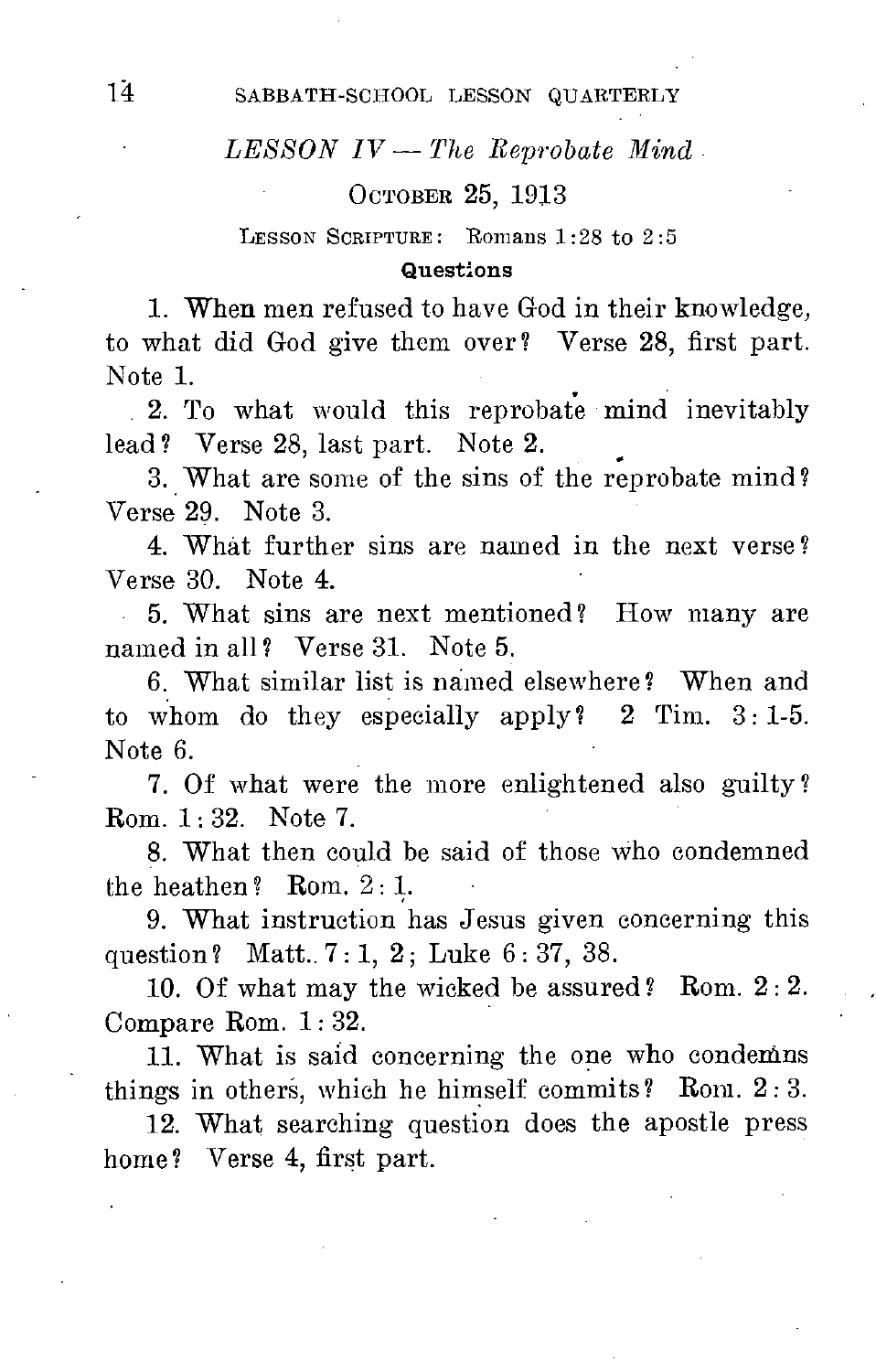## *LESSON IV — The Reprobate Mind*

OCTOBER 25, 1913

LESSON SCRIPTURE: Romans 1:28 to 2:5

**Questions**

1. When men refused to have God in their knowledge, to what did God give them over? Verse 28, first part. Note 1.

2. To what would this reprobate mind inevitably lead? Verse 28, last part. Note 2.

3. What are some of the sins of the reprobate mind? Verse 29. Note 3.

4. What further sins are named in the next verse? Verse 30. Note 4.

5. What sins are next mentioned? How many are named in all? Verse 31. Note 5.

6. What similar list is named elsewhere? When and to whom do they especially apply? 2 Tim. 3:1-5. Note 6.

7. Of what were the more enlightened also guilty? Rom. 1:32. Note 7.

8. What then could be said of those who condemned the heathen? Rom. 2:1.

9. What instruction has Jesus given concerning this question? Matt. 7:1, 2; Luke 6:37, 38.

10. Of what may the wicked be assured? Rom. 2:2. Compare Rom. 1:32.

11. What is said concerning the one who condemns things in others, which he himself commits? Rom. 2:3.

12. What searching question does the apostle press home? Verse 4, first part.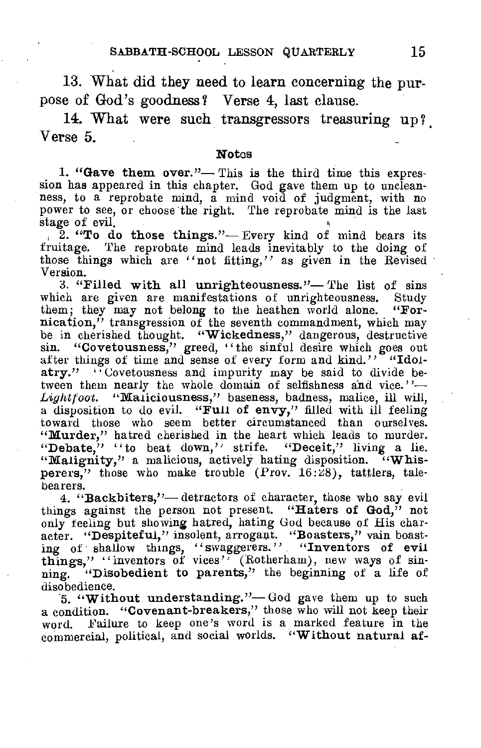13. What did they need to learn concerning the purpose of God's goodness? Verse 4, last clause.

14. What were such transgressors treasuring up? Verse 5.

### Notes

1. **"Gave them over."**— This is the third time this expression has appeared in this chapter. God gave them up to uncleanness, to a reprobate mind, a mind void of judgment, with no power to see, or choose the right. The reprobate mind is the last stage of evil.

2. **"To do those things."**— Every kind of mind bears its fruitage. The reprobate mind leads inevitably to the doing of those things which are "not fitting," as given in the Revised Version.

3. **"Filled with all unrighteousness."**— The list of sins which are given are manifestations of unrighteousness. Study them; they may not belong to the heathen world alone. **"Fornication,"** transgression of the seventh commandment, which may be in cherished thought. **"Wickedness,"** dangerous, destructive sin. **"Covetousness,"** greed, "the sinful desire which goes out after things of time and sense of every form and kind." **"Idolatry."** "Covetousness and impurity may be said to divide between them nearly the whole domain of selfishness and vice."— *Lightfoot.* **"Maliciousness,"** baseness, badness, malice, ill will, a disposition to do evil. **"Full of envy,"** filled with ill feeling toward those who seem better circumstanced than ourselves. **"Murder,"** hatred cherished in the heart which leads to murder. **"Debate,"** "to beat down," strife. **"Deceit,"** living a lie. **"Malignity,"** a malicious, actively hating disposition. **"Whisperers,"** those who make trouble (Prov. 16:28), tattlers, talebearers.

4. **"Backbiters,"**— detractors of character, those who say evil things against the person not present. **"Haters of God,"** not only feeling but showing hatred, hating God because of His character. **"Despiteful,"** insolent, arrogant. **"Boasters,"** vain boasting of shallow things, "swaggerers." **"Inventors of evil things,"** "inventors of vices" (Rotherham), new ways of sinning. **"Disobedient to parents,"** the beginning of a life of disobedience.

5. **"Without understanding."**— God gave them up to such a condition. **"Covenant-breakers,"** those who will not keep their word. Failure to keep one's word is a marked feature in the commercial, political, and social worlds. **"Without natural af-**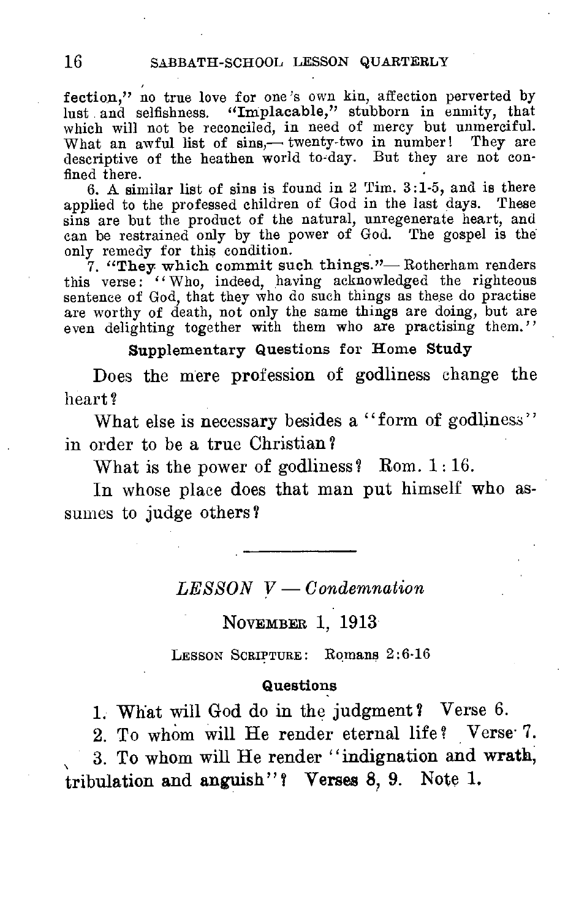fection," no true love for one's own kin, affection perverted by lust and selfishness. **"Implacable,"** stubborn in enmity, that which will not be reconciled, in need of mercy but unmerciful. What an awful list of sins,— twenty-two in number! They are descriptive of the heathen world to-day. But they are not confined there.

6. A similar list of sins is found in 2 Tim. 3:1-5, and is there applied to the professed children of God in the last days. These sins are but the product of the natural, unregenerate heart, and can be restrained only by the power of God. The gospel is the only remedy for this condition.

7. **"They which commit such things."**— Rotherham renders this verse: "Who, indeed, having acknowledged the righteous sentence of God, that they who do such things as these do practise are worthy of death, not only the same things are doing, but are even delighting together with them who are practising them."

**Supplementary Questions for Home Study**

Does the mere profession of godliness change the heart?

What else is necessary besides a "form of godliness" in order to be a true Christian?

What is the power of godliness? Rom. 1:16.

In whose place does that man put himself who assumes to judge others?

---

## *LESSON V — Condemnation*

NOVEMBER 1, 1913

LESSON SCRIPTURE: Romans 2:6-16

**Questions**

1. What will God do in the judgment? Verse 6.
2. To whom will He render eternal life? Verse 7.
3. To whom will He render "indignation and **wrath**, **tribulation and anguish**"? **Verses 8, 9.** Note 1.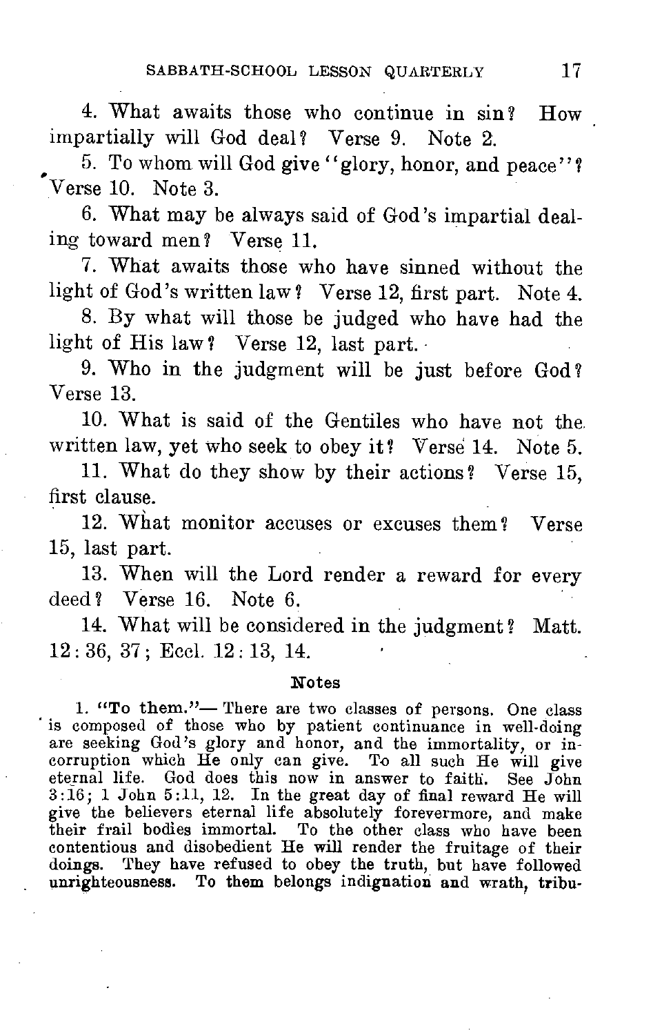4. What awaits those who continue in sin? How impartially will God deal? Verse 9. Note 2.

5. To whom will God give "glory, honor, and peace"? Verse 10. Note 3.

6. What may be always said of God's impartial dealing toward men? Verse 11.

7. What awaits those who have sinned without the light of God's written law? Verse 12, first part. Note 4.

8. By what will those be judged who have had the light of His law? Verse 12, last part.

9. Who in the judgment will be just before God? Verse 13.

10. What is said of the Gentiles who have not the written law, yet who seek to obey it? Verse 14. Note 5.

11. What do they show by their actions? Verse 15, first clause.

12. What monitor accuses or excuses them? Verse 15, last part.

13. When will the Lord render a reward for every deed? Verse 16. Note 6.

14. What will be considered in the judgment? Matt. 12: 36, 37; Eccl. 12: 13, 14.

### Notes

1. **"To them."**— There are two classes of persons. One class is composed of those who by patient continuance in well-doing are seeking God's glory and honor, and the immortality, or incorruption which He only can give. To all such He will give eternal life. God does this now in answer to faith. See John 3:16; 1 John 5:11, 12. In the great day of final reward He will give the believers eternal life absolutely forevermore, and make their frail bodies immortal. To the other class who have been contentious and disobedient He will render the fruitage of their doings. They have refused to obey the truth, but have followed unrighteousness. To them belongs indignation and wrath, tribu-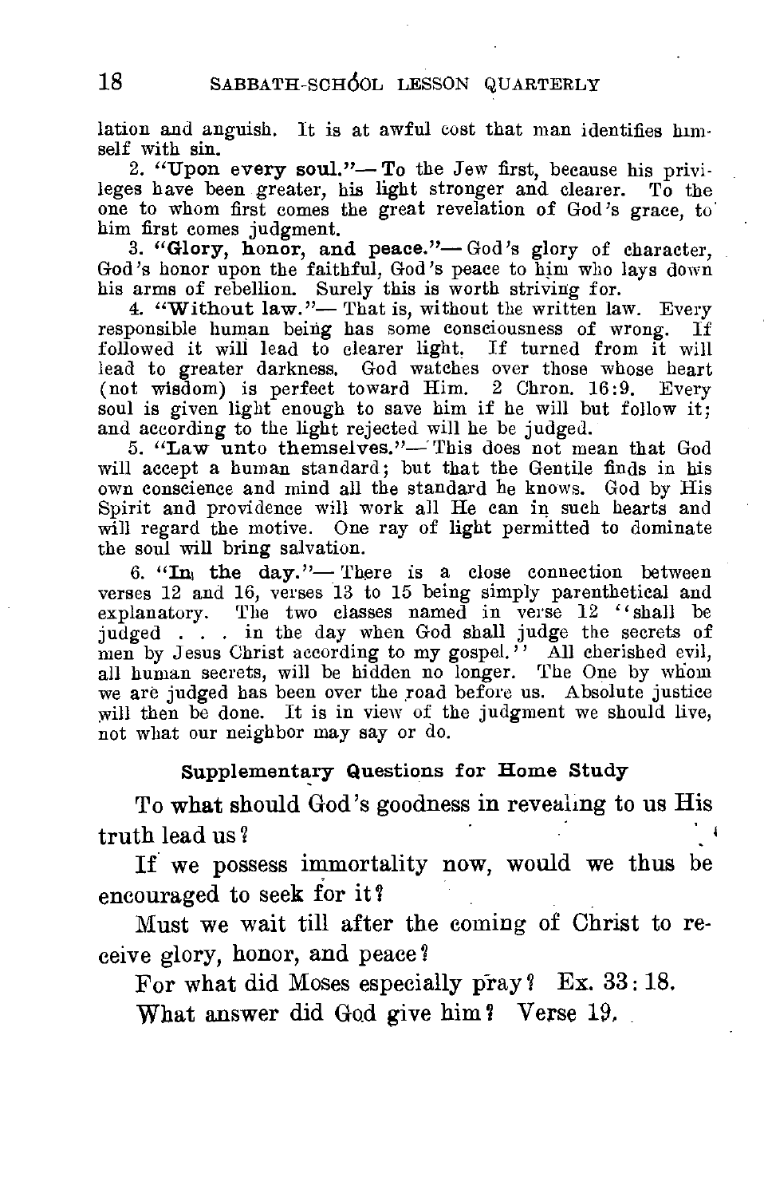lation and anguish. It is at awful cost that man identifies himself with sin.

2. **"Upon every soul."**— To the Jew first, because his privileges have been greater, his light stronger and clearer. To the one to whom first comes the great revelation of God's grace, to him first comes judgment.

3. **"Glory, honor, and peace."**— God's glory of character, God's honor upon the faithful, God's peace to him who lays down his arms of rebellion. Surely this is worth striving for.

4. **"Without law."**— That is, without the written law. Every responsible human being has some consciousness of wrong. If followed it will lead to clearer light. If turned from it will lead to greater darkness. God watches over those whose heart (not wisdom) is perfect toward Him. 2 Chron. 16:9. Every soul is given light enough to save him if he will but follow it; and according to the light rejected will he be judged.

5. **"Law unto themselves."**— This does not mean that God will accept a human standard; but that the Gentile finds in his own conscience and mind all the standard he knows. God by His Spirit and providence will work all He can in such hearts and will regard the motive. One ray of light permitted to dominate the soul will bring salvation.

6. **"In the day."**— There is a close connection between verses 12 and 16, verses 13 to 15 being simply parenthetical and explanatory. The two classes named in verse 12 "shall be judged . . . in the day when God shall judge the secrets of men by Jesus Christ according to my gospel." All cherished evil, all human secrets, will be hidden no longer. The One by whom we are judged has been over the road before us. Absolute justice will then be done. It is in view of the judgment we should live, not what our neighbor may say or do.

### Supplementary Questions for Home Study

To what should God's goodness in revealing to us His truth lead us?

If we possess immortality now, would we thus be encouraged to seek for it?

Must we wait till after the coming of Christ to receive glory, honor, and peace?

For what did Moses especially pray? Ex. 33:18.

What answer did God give him? Verse 19.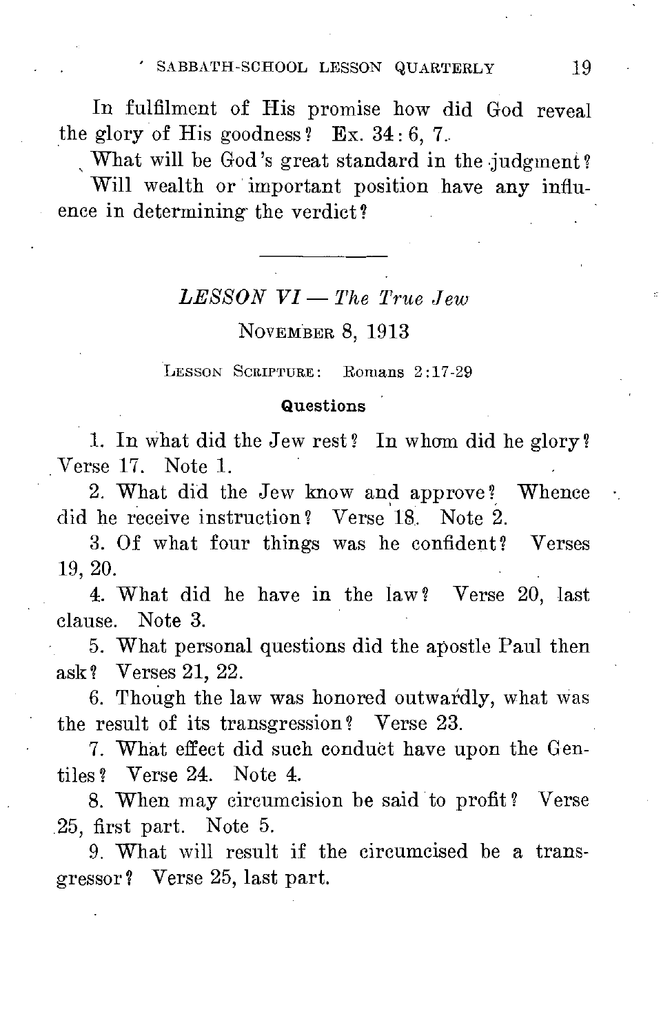In fulfilment of His promise how did God reveal the glory of His goodness? Ex. 34: 6, 7.

What will be God's great standard in the judgment?

Will wealth or important position have any influence in determining the verdict?

---

## *LESSON VI — The True Jew*

NOVEMBER 8, 1913

LESSON SCRIPTURE: Romans 2:17-29

#### Questions

1. In what did the Jew rest? In whom did he glory? Verse 17. Note 1.

2. What did the Jew know and approve? Whence did he receive instruction? Verse 18. Note 2.

3. Of what four things was he confident? Verses 19, 20.

4. What did he have in the law? Verse 20, last clause. Note 3.

5. What personal questions did the apostle Paul then ask? Verses 21, 22.

6. Though the law was honored outwardly, what was the result of its transgression? Verse 23.

7. What effect did such conduct have upon the Gentiles? Verse 24. Note 4.

8. When may circumcision be said to profit? Verse 25, first part. Note 5.

9. What will result if the circumcised be a transgressor? Verse 25, last part.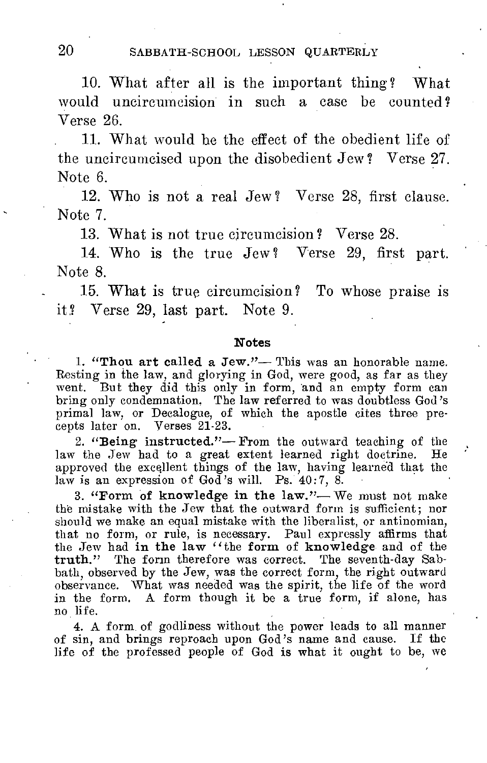10. What after all is the important thing? What would uncircumcision in such a case be counted? Verse 26.

11. What would be the effect of the obedient life of the uncircumcised upon the disobedient Jew? Verse 27. Note 6.

12. Who is not a real Jew? Verse 28, first clause. Note 7.

13. What is not true circumcision? Verse 28.

14. Who is the true Jew? Verse 29, first part. Note 8.

15. What is true circumcision? To whose praise is it? Verse 29, last part. Note 9.

### Notes

1. **"Thou art called a Jew."**— This was an honorable name. Resting in the law, and glorying in God, were good, as far as they went. But they did this only in form, and an empty form can bring only condemnation. The law referred to was doubtless God's primal law, or Decalogue, of which the apostle cites three precepts later on. Verses 21-23.

2. **"Being instructed."**— From the outward teaching of the law the Jew had to a great extent learned right doctrine. He approved the excellent things of the law, having learned that the law is an expression of God's will. Ps. 40:7, 8.

3. **"Form of knowledge in the law."**— We must not make the mistake with the Jew that the outward form is sufficient; nor should we make an equal mistake with the liberalist, or antinomian, that no form, or rule, is necessary. Paul expressly affirms that the Jew had **in the law** "the **form** of **knowledge** and of the **truth.**" The form therefore was correct. The seventh-day Sabbath, observed by the Jew, was the correct form, the right outward observance. What was needed was the spirit, the life of the word in the form. A form though it be a true form, if alone, has no life.

4. A form of godliness without the power leads to all manner of sin, and brings reproach upon God's name and cause. If the life of the professed people of God is what it ought to be, we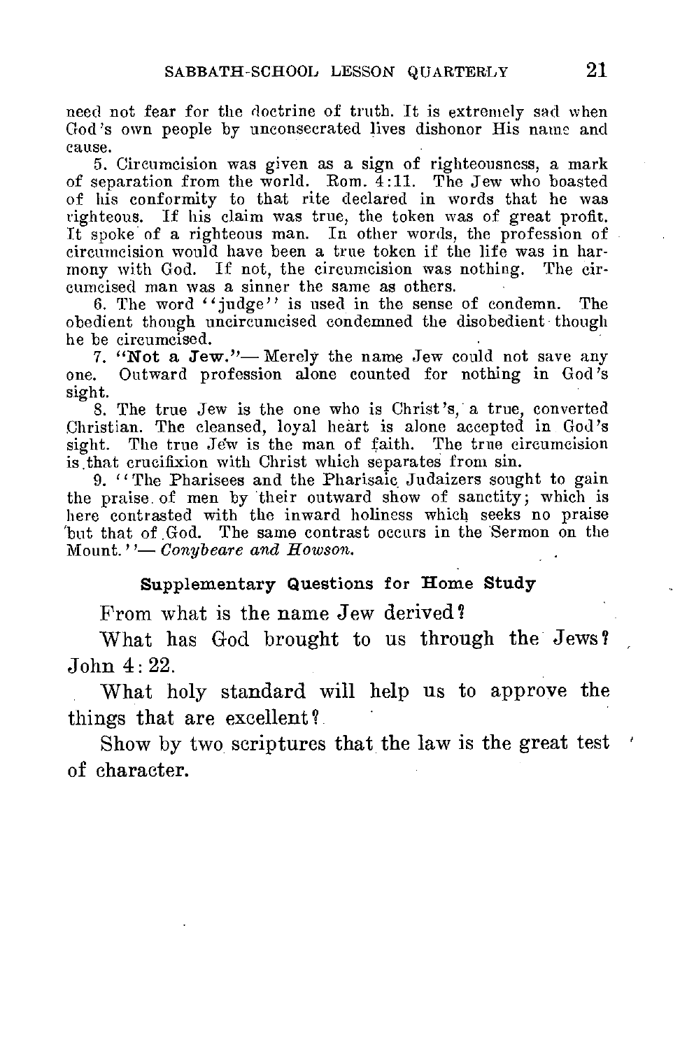need not fear for the doctrine of truth. It is extremely sad when God's own people by unconsecrated lives dishonor His name and cause.

5. Circumcision was given as a sign of righteousness, a mark of separation from the world. Rom. 4:11. The Jew who boasted of his conformity to that rite declared in words that he was righteous. If his claim was true, the token was of great profit. It spoke of a righteous man. In other words, the profession of circumcision would have been a true token if the life was in harmony with God. If not, the circumcision was nothing. The circumcised man was a sinner the same as others.

6. The word "judge" is used in the sense of condemn. The obedient though uncircumcised condemned the disobedient though he be circumcised.

7. **"Not a Jew."**— Merely the name Jew could not save any one. Outward profession alone counted for nothing in God's sight.

8. The true Jew is the one who is Christ's, a true, converted Christian. The cleansed, loyal heart is alone accepted in God's sight. The true Jew is the man of faith. The true circumcision is that crucifixion with Christ which separates from sin.

9. "The Pharisees and the Pharisaic Judaizers sought to gain the praise of men by their outward show of sanctity; which is here contrasted with the inward holiness which seeks no praise but that of God. The same contrast occurs in the Sermon on the Mount."— *Conybeare and Howson.*

### Supplementary Questions for Home Study

From what is the name Jew derived?

What has God brought to us through the Jews? John 4:22.

What holy standard will help us to approve the things that are excellent?

Show by two scriptures that the law is the great test of character.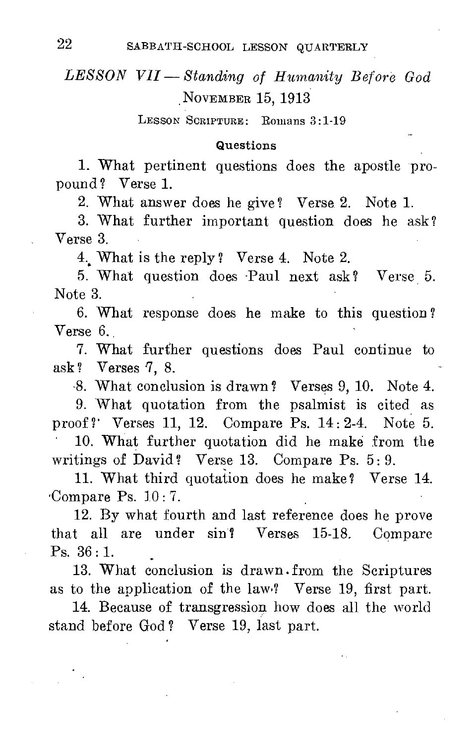## *LESSON VII — Standing of Humanity Before God*

NOVEMBER 15, 1913

LESSON SCRIPTURE: Romans 3:1-19

### Questions

1. What pertinent questions does the apostle propound? Verse 1.

2. What answer does he give? Verse 2. Note 1.

3. What further important question does he ask? Verse 3.

4. What is the reply? Verse 4. Note 2.

5. What question does Paul next ask? Verse 5. Note 3.

6. What response does he make to this question? Verse 6.

7. What further questions does Paul continue to ask? Verses 7, 8.

8. What conclusion is drawn? Verses 9, 10. Note 4.

9. What quotation from the psalmist is cited as proof? Verses 11, 12. Compare Ps. 14:2-4. Note 5.

10. What further quotation did he make from the writings of David? Verse 13. Compare Ps. 5:9.

11. What third quotation does he make? Verse 14. Compare Ps. 10:7.

12. By what fourth and last reference does he prove that all are under sin? Verses 15-18. Compare Ps. 36:1.

13. What conclusion is drawn from the Scriptures as to the application of the law? Verse 19, first part.

14. Because of transgression how does all the world stand before God? Verse 19, last part.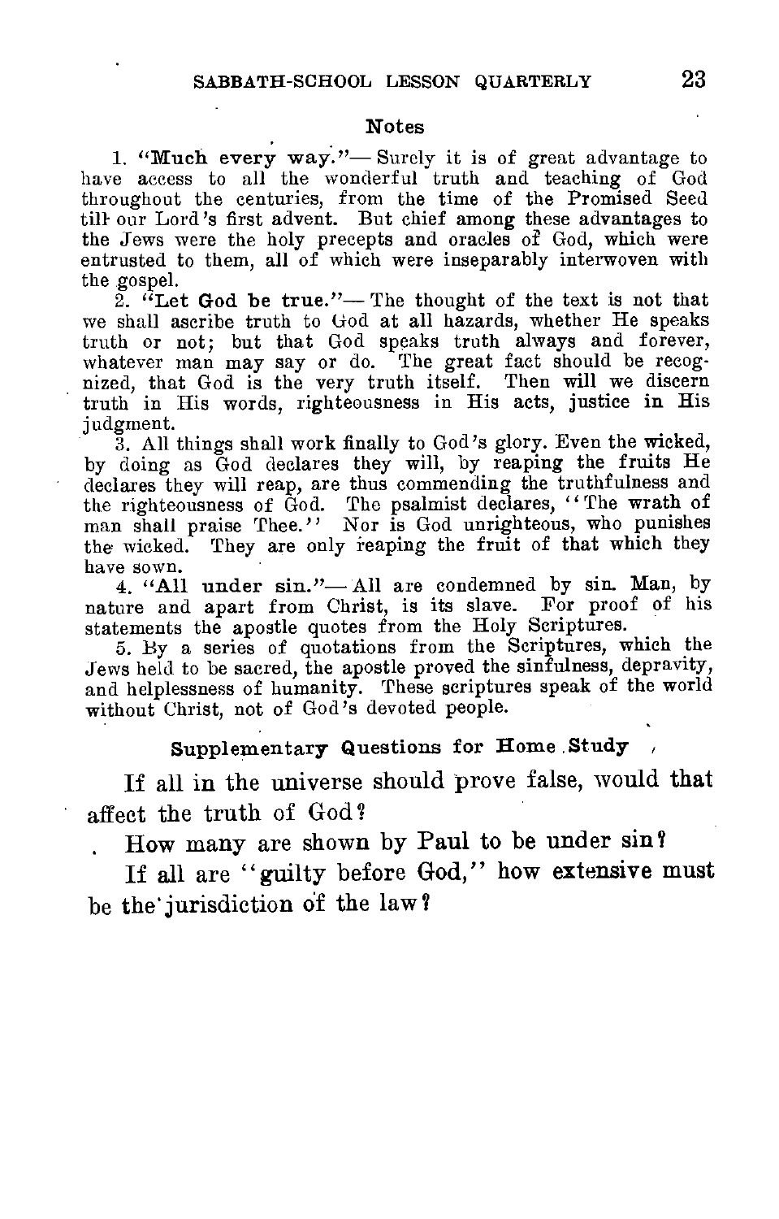### Notes

1. **"Much every way."**— Surely it is of great advantage to have access to all the wonderful truth and teaching of God throughout the centuries, from the time of the Promised Seed till our Lord's first advent. But chief among these advantages to the Jews were the holy precepts and oracles of God, which were entrusted to them, all of which were inseparably interwoven with the gospel.

2. **"Let God be true."**— The thought of the text is not that we shall ascribe truth to God at all hazards, whether He speaks truth or not; but that God speaks truth always and forever, whatever man may say or do. The great fact should be recognized, that God is the very truth itself. Then will we discern truth in His words, righteousness in His acts, justice in His judgment.

3. All things shall work finally to God's glory. Even the wicked, by doing as God declares they will, by reaping the fruits He declares they will reap, are thus commending the truthfulness and the righteousness of God. The psalmist declares, "The wrath of man shall praise Thee." Nor is God unrighteous, who punishes the wicked. They are only reaping the fruit of that which they have sown.

4. **"All under sin."**— All are condemned by sin. Man, by nature and apart from Christ, is its slave. For proof of his statements the apostle quotes from the Holy Scriptures.

5. By a series of quotations from the Scriptures, which the Jews held to be sacred, the apostle proved the sinfulness, depravity, and helplessness of humanity. These scriptures speak of the world without Christ, not of God's devoted people.

### Supplementary Questions for Home Study

If all in the universe should prove false, would that affect the truth of God?

How many are shown by Paul to be under sin?

If all are "guilty before God," how extensive must be the jurisdiction of the law?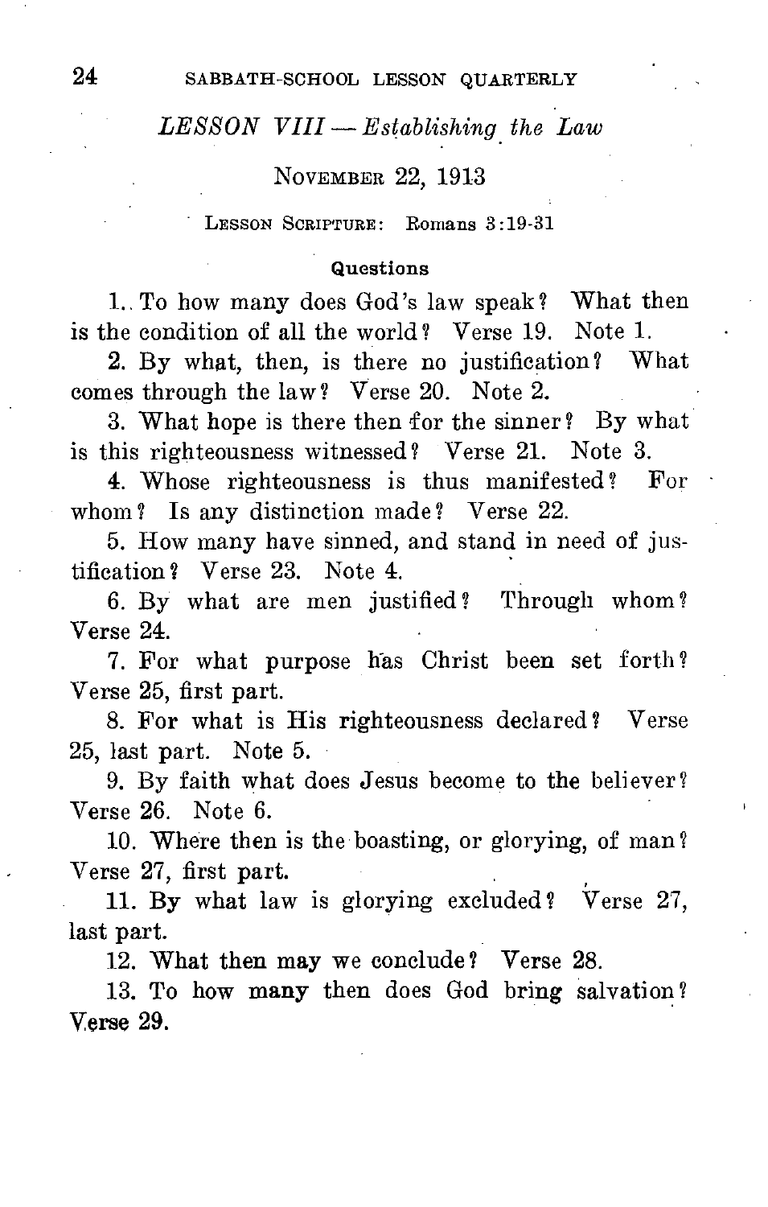## *LESSON VIII — Establishing the Law*

November 22, 1913

Lesson Scripture: Romans 3:19-31

#### Questions

1. To how many does God's law speak? What then is the condition of all the world? Verse 19. Note 1.

2. By what, then, is there no justification? What comes through the law? Verse 20. Note 2.

3. What hope is there then for the sinner? By what is this righteousness witnessed? Verse 21. Note 3.

4. Whose righteousness is thus manifested? For whom? Is any distinction made? Verse 22.

5. How many have sinned, and stand in need of justification? Verse 23. Note 4.

6. By what are men justified? Through whom? Verse 24.

7. For what purpose has Christ been set forth? Verse 25, first part.

8. For what is His righteousness declared? Verse 25, last part. Note 5.

9. By faith what does Jesus become to the believer? Verse 26. Note 6.

10. Where then is the boasting, or glorying, of man? Verse 27, first part.

11. By what law is glorying excluded? Verse 27, last part.

12. What then may we conclude? Verse 28.

13. To how many then does God bring salvation? Verse 29.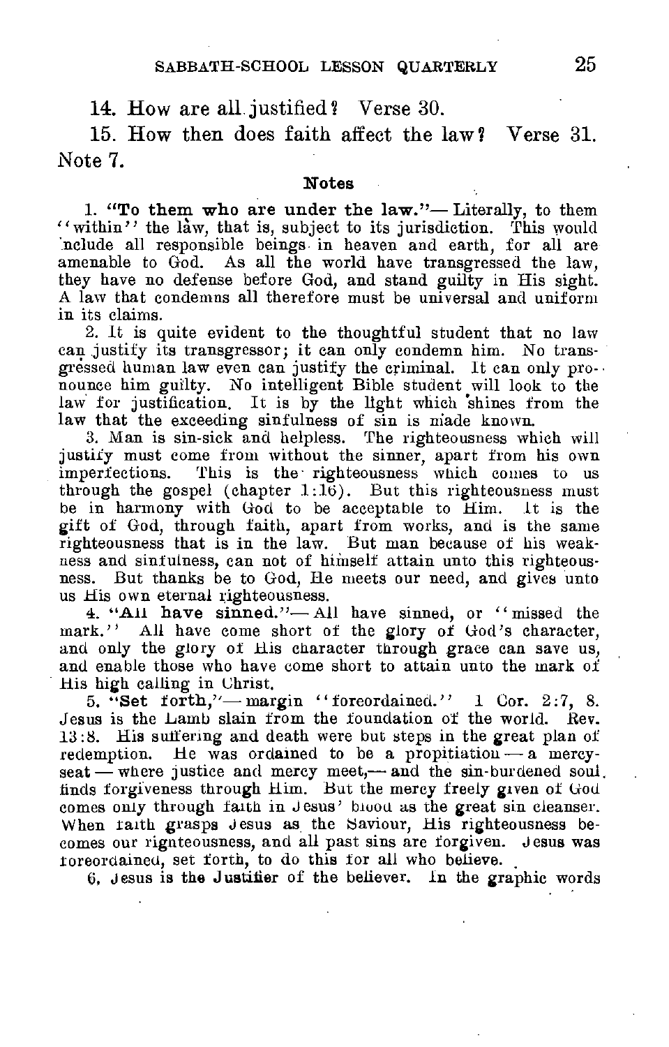14. How are all justified? Verse 30.

15. How then does faith affect the law? Verse 31. Note 7.

### Notes

1. **"To them who are under the law."**— Literally, to them "within" the law, that is, subject to its jurisdiction. This would include all responsible beings in heaven and earth, for all are amenable to God. As all the world have transgressed the law, they have no defense before God, and stand guilty in His sight. A law that condemns all therefore must be universal and uniform in its claims.

2. It is quite evident to the thoughtful student that no law can justify its transgressor; it can only condemn him. No transgressed human law even can justify the criminal. It can only pronounce him guilty. No intelligent Bible student will look to the law for justification. It is by the light which shines from the law that the exceeding sinfulness of sin is made known.

3. Man is sin-sick and helpless. The righteousness which will justify must come from without the sinner, apart from his own imperfections. This is the righteousness which comes to us through the gospel (chapter 1:16). But this righteousness must be in harmony with God to be acceptable to Him. It is the gift of God, through faith, apart from works, and is the same righteousness that is in the law. But man because of his weakness and sinfulness, can not of himself attain unto this righteousness. But thanks be to God, He meets our need, and gives unto us His own eternal righteousness.

4. **"All have sinned."**— All have sinned, or "missed the mark." All have come short of the glory of God's character, and only the glory of His character through grace can save us, and enable those who have come short to attain unto the mark of His high calling in Christ.

5. **"Set forth,"**— margin "foreordained." 1 Cor. 2:7, 8. Jesus is the Lamb slain from the foundation of the world. Rev. 13:8. His suffering and death were but steps in the great plan of redemption. He was ordained to be a propitiation — a mercy-seat — where justice and mercy meet,— and the sin-burdened soul finds forgiveness through Him. But the mercy freely given of God comes only through faith in Jesus' blood as the great sin cleanser. When faith grasps Jesus as the Saviour, His righteousness becomes our righteousness, and all past sins are forgiven. Jesus was foreordained, set forth, to do this for all who believe.

6. Jesus is the **Justifier** of the believer. In the graphic words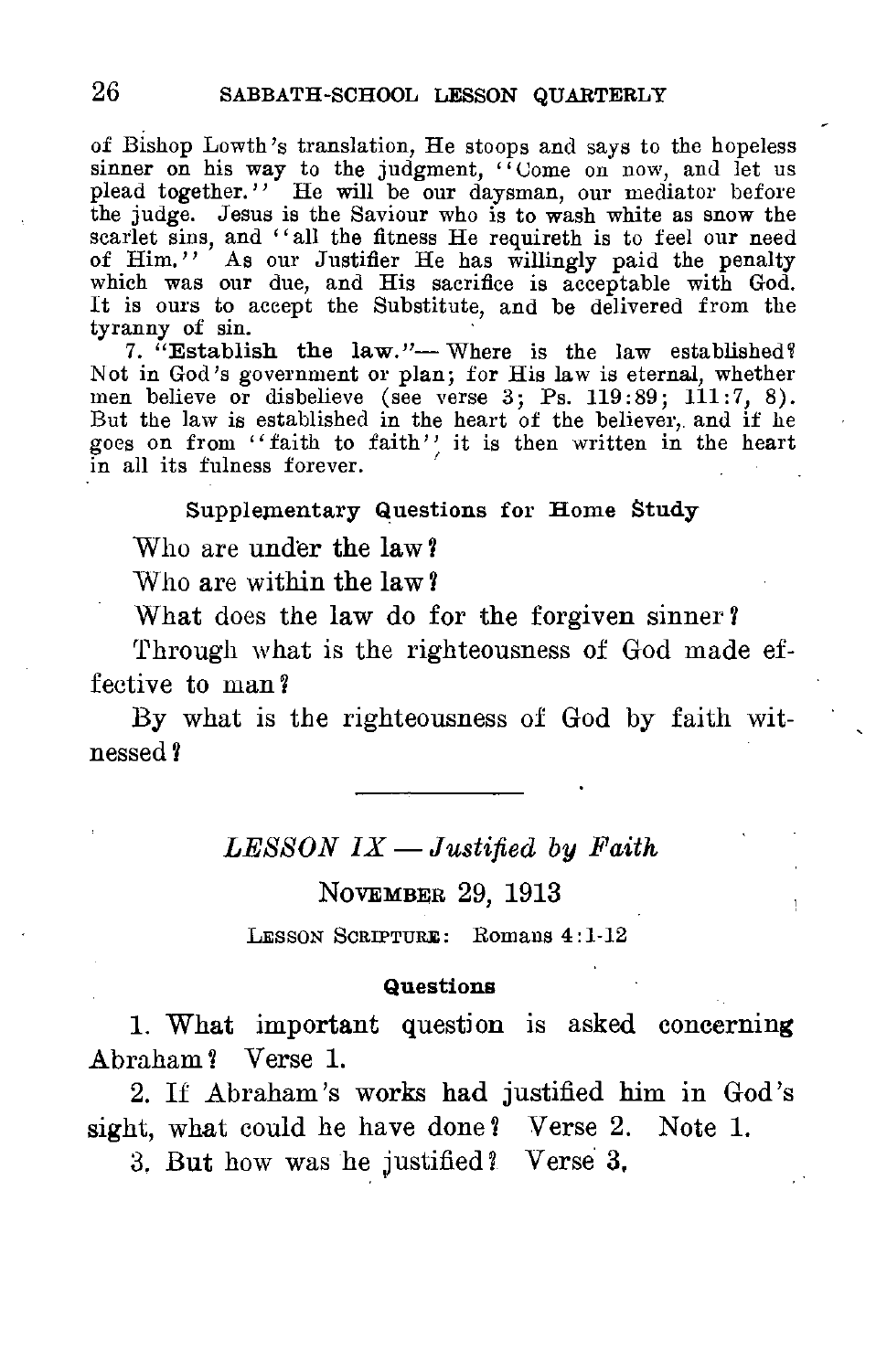of Bishop Lowth's translation, He stoops and says to the hopeless sinner on his way to the judgment, "Come on now, and let us plead together." He will be our daysman, our mediator before the judge. Jesus is the Saviour who is to wash white as snow the scarlet sins, and "all the fitness He requireth is to feel our need of Him." As our Justifier He has willingly paid the penalty which was our due, and His sacrifice is acceptable with God. It is ours to accept the Substitute, and be delivered from the tyranny of sin.

7. **"Establish the law."**— Where is the law established? Not in God's government or plan; for His law is eternal, whether men believe or disbelieve (see verse 3; Ps. 119:89; 111:7, 8). But the law is established in the heart of the believer, and if he goes on from "faith to faith" it is then written in the heart in all its fulness forever.

### Supplementary Questions for Home Study

Who are under the law?

Who are within the law?

What does the law do for the forgiven sinner?

Through what is the righteousness of God made effective to man?

By what is the righteousness of God by faith witnessed?

---

## *LESSON IX — Justified by Faith*

### NOVEMBER 29, 1913

LESSON SCRIPTURE: Romans 4:1-12

#### Questions

1. What important question is asked concerning Abraham? Verse 1.

2. If Abraham's works had justified him in God's sight, what could he have done? Verse 2. Note 1.

3. But how was he justified? Verse 3.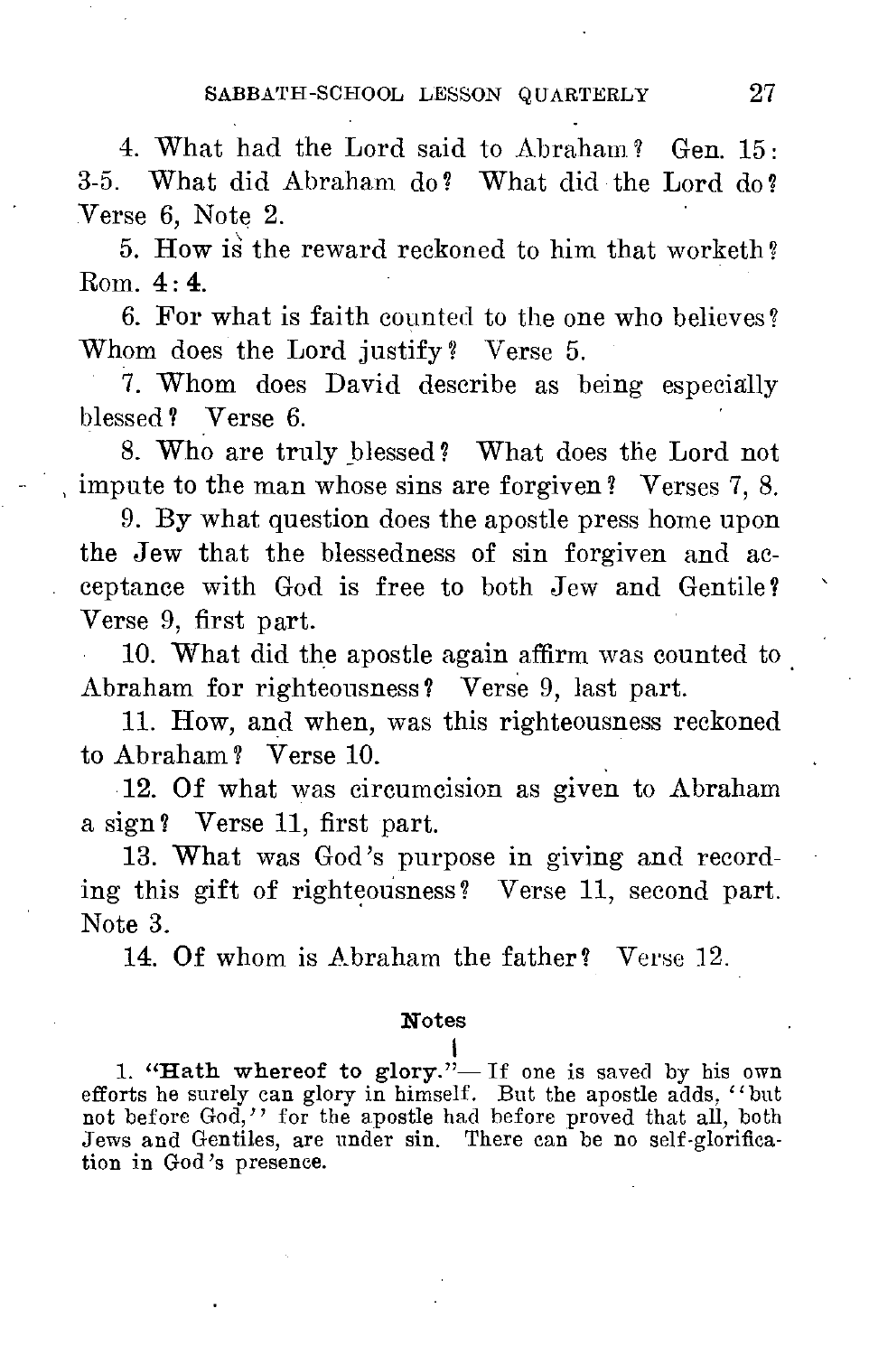4. What had the Lord said to Abraham? Gen. 15: 3-5. What did Abraham do? What did the Lord do? Verse 6, Note 2.

5. How is the reward reckoned to him that worketh? Rom. 4: 4.

6. For what is faith counted to the one who believes? Whom does the Lord justify? Verse 5.

7. Whom does David describe as being especially blessed? Verse 6.

8. Who are truly blessed? What does the Lord not impute to the man whose sins are forgiven? Verses 7, 8.

9. By what question does the apostle press home upon the Jew that the blessedness of sin forgiven and acceptance with God is free to both Jew and Gentile? Verse 9, first part.

10. What did the apostle again affirm was counted to Abraham for righteousness? Verse 9, last part.

11. How, and when, was this righteousness reckoned to Abraham? Verse 10.

12. Of what was circumcision as given to Abraham a sign? Verse 11, first part.

13. What was God's purpose in giving and recording this gift of righteousness? Verse 11, second part. Note 3.

14. Of whom is Abraham the father? Verse 12.

### Notes

1. **"Hath whereof to glory."**— If one is saved by his own efforts he surely can glory in himself. But the apostle adds, "but not before God," for the apostle had before proved that all, both Jews and Gentiles, are under sin. There can be no self-glorification in God's presence.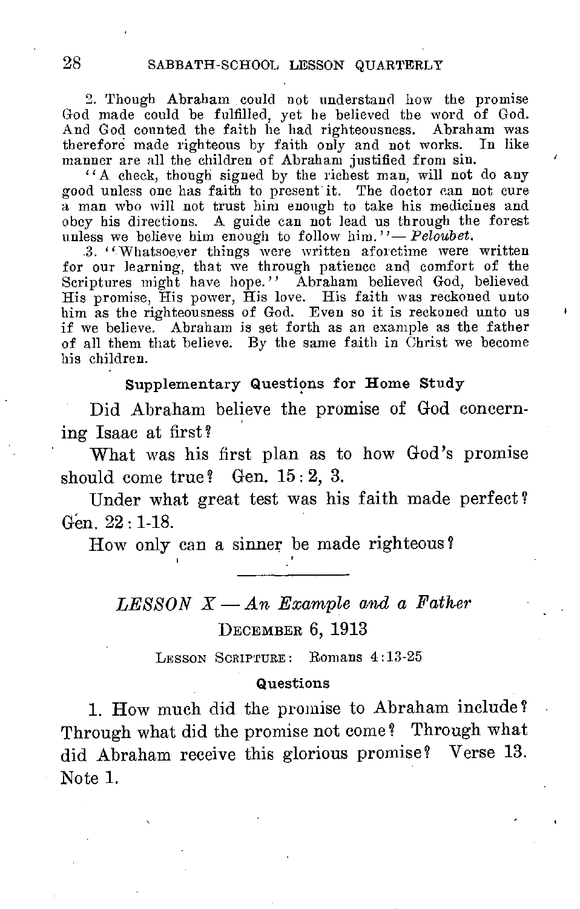2. Though Abraham could not understand how the promise God made could be fulfilled, yet he believed the word of God. And God counted the faith he had righteousness. Abraham was therefore made righteous by faith only and not works. In like manner are all the children of Abraham justified from sin.

"A check, though signed by the richest man, will not do any good unless one has faith to present it. The doctor can not cure a man who will not trust him enough to take his medicines and obey his directions. A guide can not lead us through the forest unless we believe him enough to follow him."— *Peloubet.*

3. "Whatsoever things were written aforetime were written for our learning, that we through patience and comfort of the Scriptures might have hope." Abraham believed God, believed His promise, His power, His love. His faith was reckoned unto him as the righteousness of God. Even so it is reckoned unto us if we believe. Abraham is set forth as an example as the father of all them that believe. By the same faith in Christ we become his children.

### Supplementary Questions for Home Study

Did Abraham believe the promise of God concerning Isaac at first?

What was his first plan as to how God's promise should come true? Gen. 15:2, 3.

Under what great test was his faith made perfect? Gen. 22:1-18.

How only can a sinner be made righteous?

---

## *LESSON X — An Example and a Father*

DECEMBER 6, 1913

LESSON SCRIPTURE: Romans 4:13-25

### Questions

1. How much did the promise to Abraham include? Through what did the promise not come? Through what did Abraham receive this glorious promise? Verse 13. Note 1.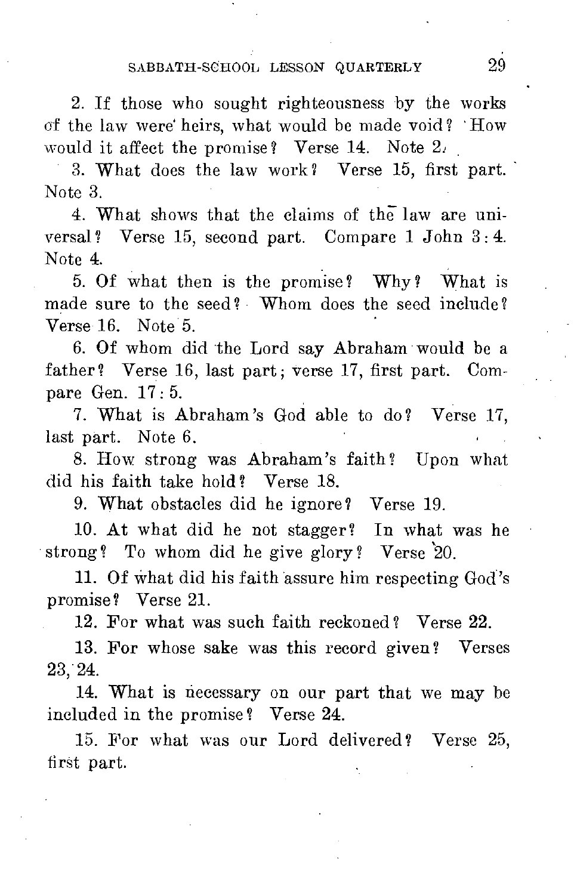2. If those who sought righteousness by the works of the law were heirs, what would be made void? How would it affect the promise? Verse 14. Note 2.

3. What does the law work? Verse 15, first part. Note 3.

4. What shows that the claims of the law are universal? Verse 15, second part. Compare 1 John 3:4. Note 4.

5. Of what then is the promise? Why? What is made sure to the seed? Whom does the seed include? Verse 16. Note 5.

6. Of whom did the Lord say Abraham would be a father? Verse 16, last part; verse 17, first part. Compare Gen. 17:5.

7. What is Abraham's God able to do? Verse 17, last part. Note 6.

8. How strong was Abraham's faith? Upon what did his faith take hold? Verse 18.

9. What obstacles did he ignore? Verse 19.

10. At what did he not stagger? In what was he strong? To whom did he give glory? Verse 20.

11. Of what did his faith assure him respecting God's promise? Verse 21.

12. For what was such faith reckoned? Verse 22.

13. For whose sake was this record given? Verses 23, 24.

14. What is necessary on our part that we may be included in the promise? Verse 24.

15. For what was our Lord delivered? Verse 25, first part.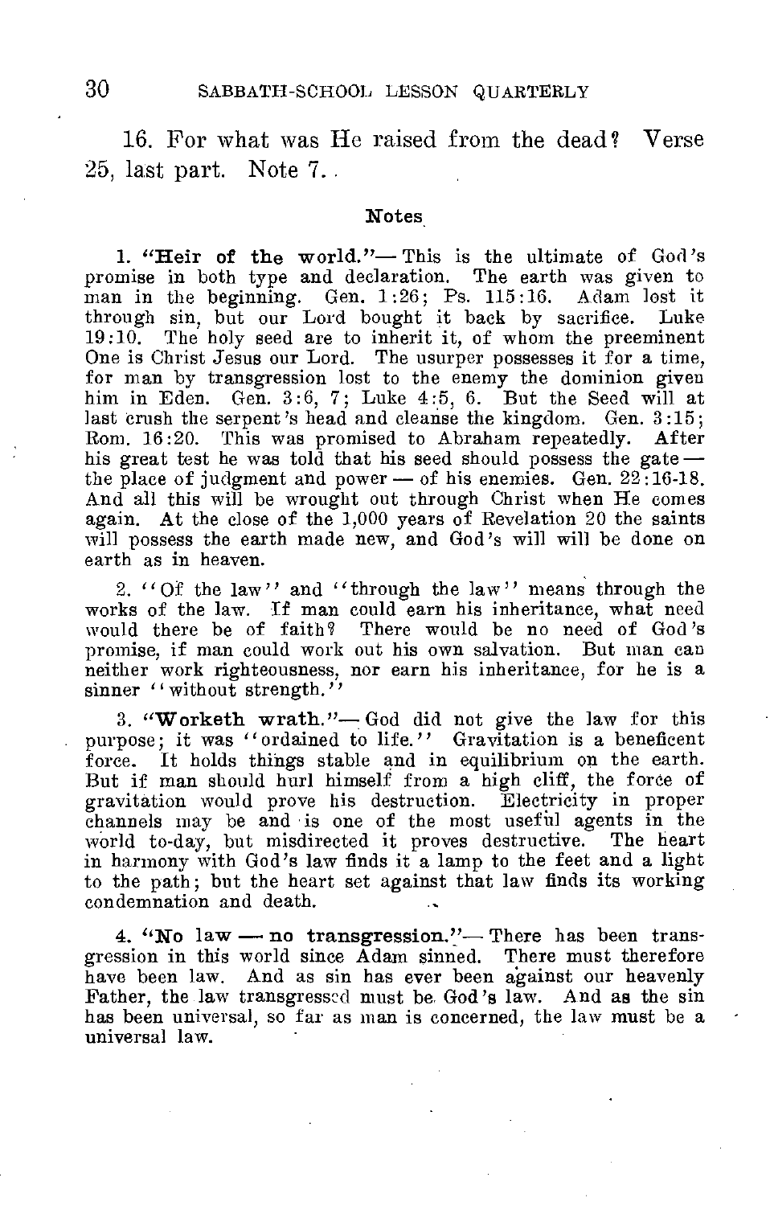16. For what was He raised from the dead? Verse 25, last part. Note 7.

## Notes

1. **"Heir of the world."**— This is the ultimate of God's promise in both type and declaration. The earth was given to man in the beginning. Gen. 1:26; Ps. 115:16. Adam lost it through sin, but our Lord bought it back by sacrifice. Luke 19:10. The holy seed are to inherit it, of whom the preeminent One is Christ Jesus our Lord. The usurper possesses it for a time, for man by transgression lost to the enemy the dominion given him in Eden. Gen. 3:6, 7; Luke 4:5, 6. But the Seed will at last crush the serpent's head and cleanse the kingdom. Gen. 3:15; Rom. 16:20. This was promised to Abraham repeatedly. After his great test he was told that his seed should possess the gate — the place of judgment and power — of his enemies. Gen. 22:16-18. And all this will be wrought out through Christ when He comes again. At the close of the 1,000 years of Revelation 20 the saints will possess the earth made new, and God's will will be done on earth as in heaven.

2. "Of the law" and "through the law" means through the works of the law. If man could earn his inheritance, what need would there be of faith? There would be no need of God's promise, if man could work out his own salvation. But man can neither work righteousness, nor earn his inheritance, for he is a sinner "without strength."

3. **"Worketh wrath."**— God did not give the law for this purpose; it was "ordained to life." Gravitation is a beneficent force. It holds things stable and in equilibrium on the earth. But if man should hurl himself from a high cliff, the force of gravitation would prove his destruction. Electricity in proper channels may be and is one of the most useful agents in the world to-day, but misdirected it proves destructive. The heart in harmony with God's law finds it a lamp to the feet and a light to the path; but the heart set against that law finds its working condemnation and death.

4. **"No law — no transgression."**— There has been transgression in this world since Adam sinned. There must therefore have been law. And as sin has ever been against our heavenly Father, the law transgressed must be God's law. And as the sin has been universal, so far as man is concerned, the law must be a universal law.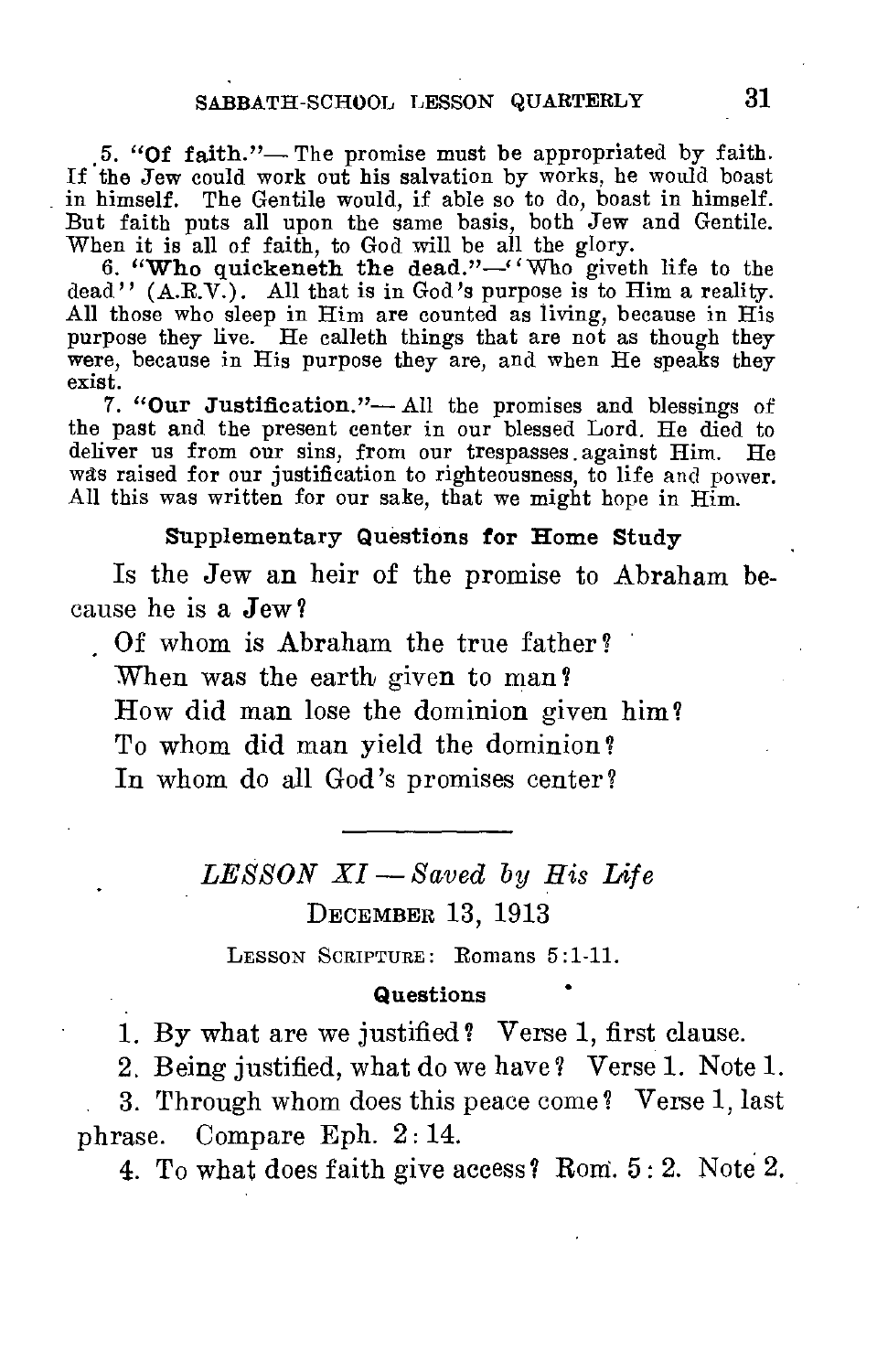5. **"Of faith."**— The promise must be appropriated by faith. If the Jew could work out his salvation by works, he would boast in himself. The Gentile would, if able so to do, boast in himself. But faith puts all upon the same basis, both Jew and Gentile. When it is all of faith, to God will be all the glory.

6. **"Who quickeneth the dead."**—"Who giveth life to the dead" (A.R.V.). All that is in God's purpose is to Him a reality. All those who sleep in Him are counted as living, because in His purpose they live. He calleth things that are not as though they were, because in His purpose they are, and when He speaks they exist.

7. **"Our Justification."**— All the promises and blessings of the past and the present center in our blessed Lord. He died to deliver us from our sins, from our trespasses against Him. He was raised for our justification to righteousness, to life and power. All this was written for our sake, that we might hope in Him.

### Supplementary Questions for Home Study

Is the Jew an heir of the promise to Abraham because he is a Jew?

Of whom is Abraham the true father?

When was the earth given to man?

How did man lose the dominion given him?

To whom did man yield the dominion?

In whom do all God's promises center?

---

## *LESSON XI — Saved by His Life*

### December 13, 1913

Lesson Scripture: Romans 5:1-11.

### Questions

1. By what are we justified? Verse 1, first clause.

2. Being justified, what do we have? Verse 1. Note 1.

3. Through whom does this peace come? Verse 1, last phrase. Compare Eph. 2:14.

4. To what does faith give access? Rom. 5:2. Note 2.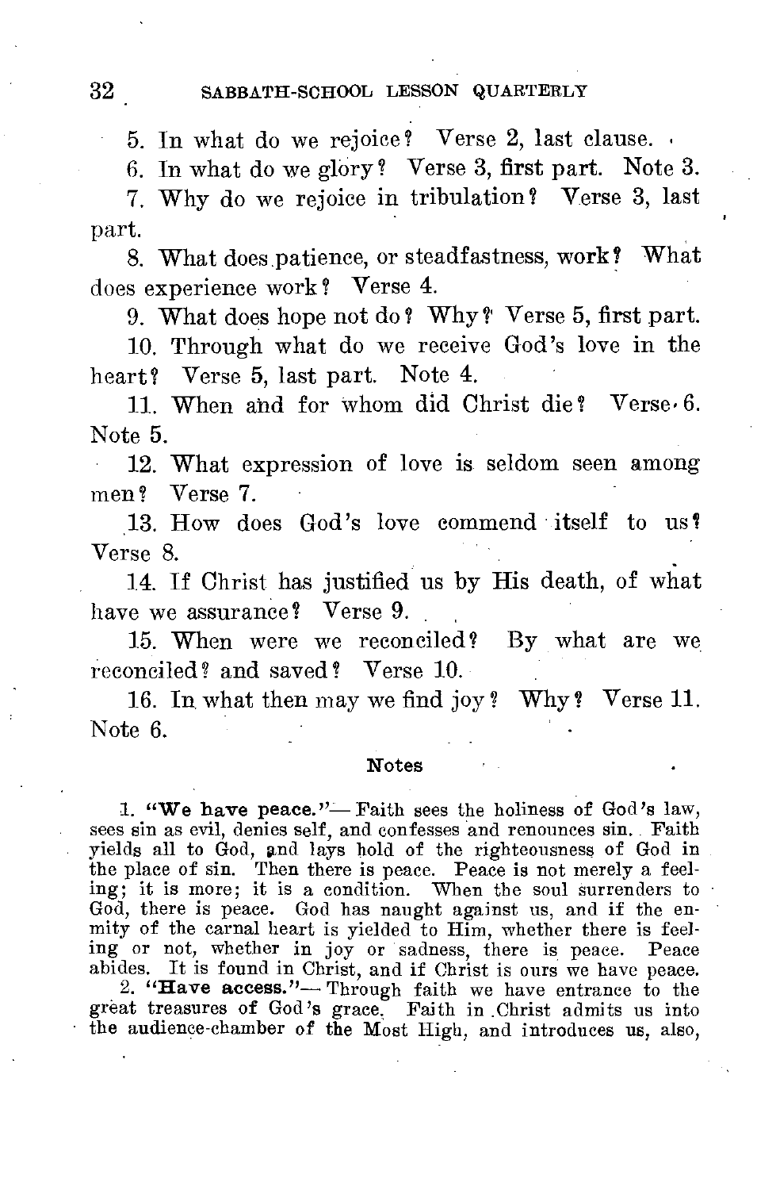5. In what do we rejoice? Verse 2, last clause.

6. In what do we glory? Verse 3, first part. Note 3.

7. Why do we rejoice in tribulation? Verse 3, last part.

8. What does patience, or steadfastness, work? What does experience work? Verse 4.

9. What does hope not do? Why? Verse 5, first part.

10. Through what do we receive God's love in the heart? Verse 5, last part. Note 4.

11. When and for whom did Christ die? Verse 6. Note 5.

12. What expression of love is seldom seen among men? Verse 7.

13. How does God's love commend itself to us? Verse 8.

14. If Christ has justified us by His death, of what have we assurance? Verse 9.

15. When were we reconciled? By what are we reconciled? and saved? Verse 10.

16. In what then may we find joy? Why? Verse 11. Note 6.

### Notes

1. **"We have peace."**— Faith sees the holiness of God's law, sees sin as evil, denies self, and confesses and renounces sin. Faith yields all to God, and lays hold of the righteousness of God in the place of sin. Then there is peace. Peace is not merely a feeling; it is more; it is a condition. When the soul surrenders to God, there is peace. God has naught against us, and if the enmity of the carnal heart is yielded to Him, whether there is feeling or not, whether in joy or sadness, there is peace. Peace abides. It is found in Christ, and if Christ is ours we have peace.

2. **"Have access."**— Through faith we have entrance to the great treasures of God's grace. Faith in Christ admits us into the audience-chamber of the Most High, and introduces us, also,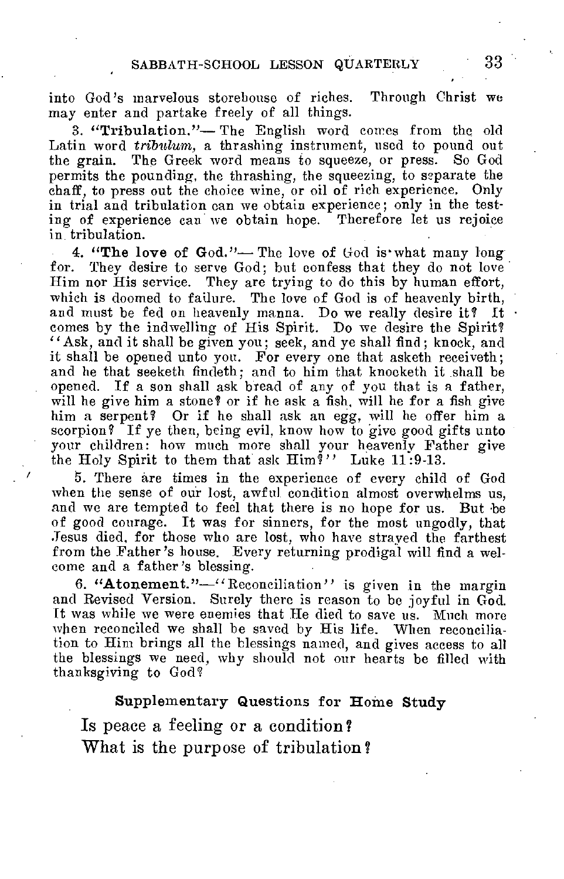into God's marvelous storehouse of riches. Through Christ we may enter and partake freely of all things.

3. **"Tribulation."**— The English word comes from the old Latin word *tribulum*, a thrashing instrument, used to pound out the grain. The Greek word means to squeeze, or press. So God permits the pounding, the thrashing, the squeezing, to separate the chaff, to press out the choice wine, or oil of rich experience. Only in trial and tribulation can we obtain experience; only in the testing of experience can we obtain hope. Therefore let us rejoice in tribulation.

4. **"The love of God."**— The love of God is what many long for. They desire to serve God; but confess that they do not love Him nor His service. They are trying to do this by human effort, which is doomed to failure. The love of God is of heavenly birth, and must be fed on heavenly manna. Do we really desire it? It comes by the indwelling of His Spirit. Do we desire the Spirit? "Ask, and it shall be given you; seek, and ye shall find; knock, and it shall be opened unto you. For every one that asketh receiveth; and he that seeketh findeth; and to him that knocketh it shall be opened. If a son shall ask bread of any of you that is a father, will he give him a stone? or if he ask a fish, will he for a fish give him a serpent? Or if he shall ask an egg, will he offer him a scorpion? If ye then, being evil, know how to give good gifts unto your children: how much more shall your heavenly Father give the Holy Spirit to them that ask Him?" Luke 11:9-13.

5. There are times in the experience of every child of God when the sense of our lost, awful condition almost overwhelms us, and we are tempted to feel that there is no hope for us. But be of good courage. It was for sinners, for the most ungodly, that Jesus died, for those who are lost, who have strayed the farthest from the Father's house. Every returning prodigal will find a welcome and a father's blessing.

6. **"Atonement."**—"Reconciliation" is given in the margin and Revised Version. Surely there is reason to be joyful in God. It was while we were enemies that He died to save us. Much more when reconciled we shall be saved by His life. When reconciliation to Him brings all the blessings named, and gives access to all the blessings we need, why should not our hearts be filled with thanksgiving to God?

### Supplementary Questions for Home Study

Is peace a feeling or a condition?

What is the purpose of tribulation?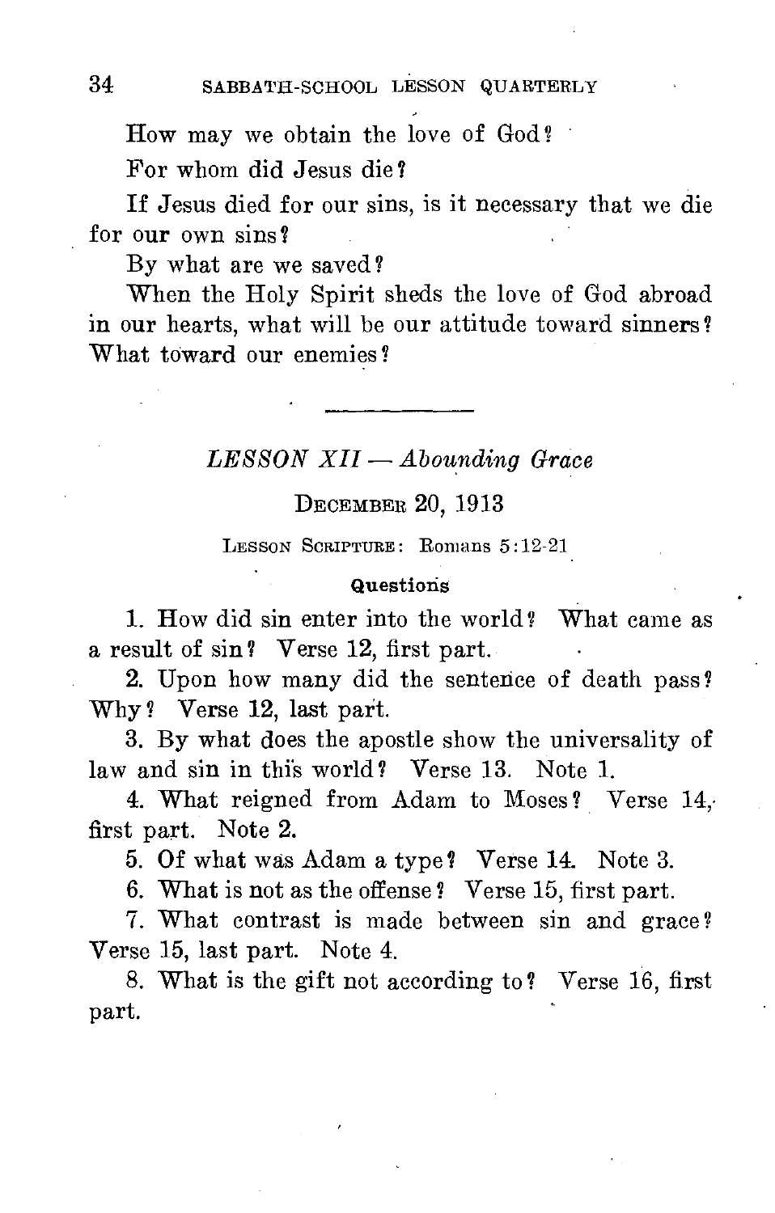How may we obtain the love of God?

For whom did Jesus die?

If Jesus died for our sins, is it necessary that we die for our own sins?

By what are we saved?

When the Holy Spirit sheds the love of God abroad in our hearts, what will be our attitude toward sinners? What toward our enemies?

---

## *LESSON XII — Abounding Grace*

DECEMBER 20, 1913

LESSON SCRIPTURE: Romans 5:12-21

### Questions

1. How did sin enter into the world? What came as a result of sin? Verse 12, first part.

2. Upon how many did the sentence of death pass? Why? Verse 12, last part.

3. By what does the apostle show the universality of law and sin in this world? Verse 13. Note 1.

4. What reigned from Adam to Moses? Verse 14, first part. Note 2.

5. Of what was Adam a type? Verse 14. Note 3.

6. What is not as the offense? Verse 15, first part.

7. What contrast is made between sin and grace? Verse 15, last part. Note 4.

8. What is the gift not according to? Verse 16, first part.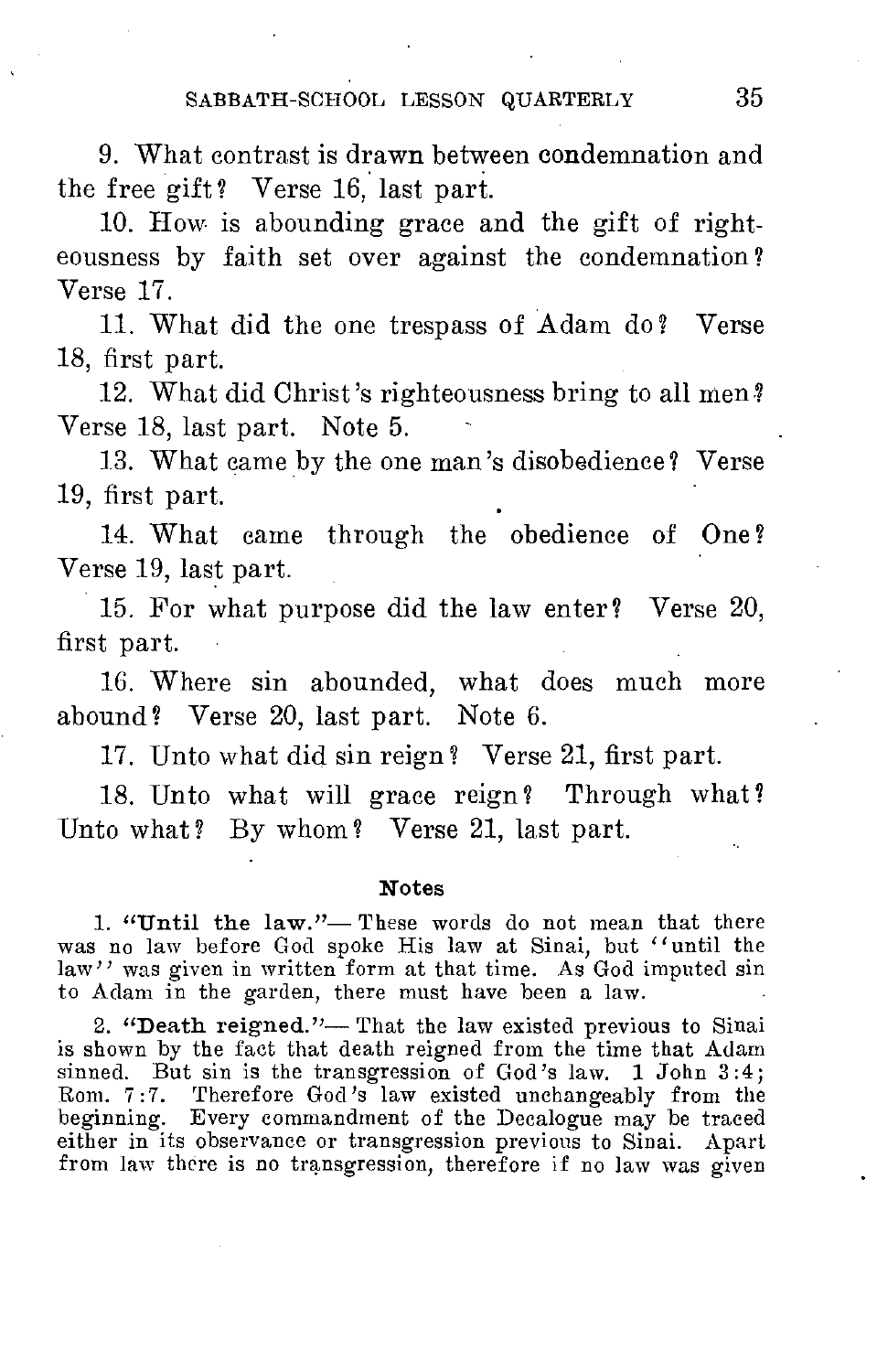9. What contrast is drawn between condemnation and the free gift? Verse 16, last part.

10. How is abounding grace and the gift of righteousness by faith set over against the condemnation? Verse 17.

11. What did the one trespass of Adam do? Verse 18, first part.

12. What did Christ's righteousness bring to all men? Verse 18, last part. Note 5.

13. What came by the one man's disobedience? Verse 19, first part.

14. What came through the obedience of One? Verse 19, last part.

15. For what purpose did the law enter? Verse 20, first part.

16. Where sin abounded, what does much more abound? Verse 20, last part. Note 6.

17. Unto what did sin reign? Verse 21, first part.

18. Unto what will grace reign? Through what? Unto what? By whom? Verse 21, last part.

### Notes

1. **"Until the law."**— These words do not mean that there was no law before God spoke His law at Sinai, but "until the law" was given in written form at that time. As God imputed sin to Adam in the garden, there must have been a law.

2. **"Death reigned."**— That the law existed previous to Sinai is shown by the fact that death reigned from the time that Adam sinned. But sin is the transgression of God's law. 1 John 3:4; Rom. 7:7. Therefore God's law existed unchangeably from the beginning. Every commandment of the Decalogue may be traced either in its observance or transgression previous to Sinai. Apart from law there is no transgression, therefore if no law was given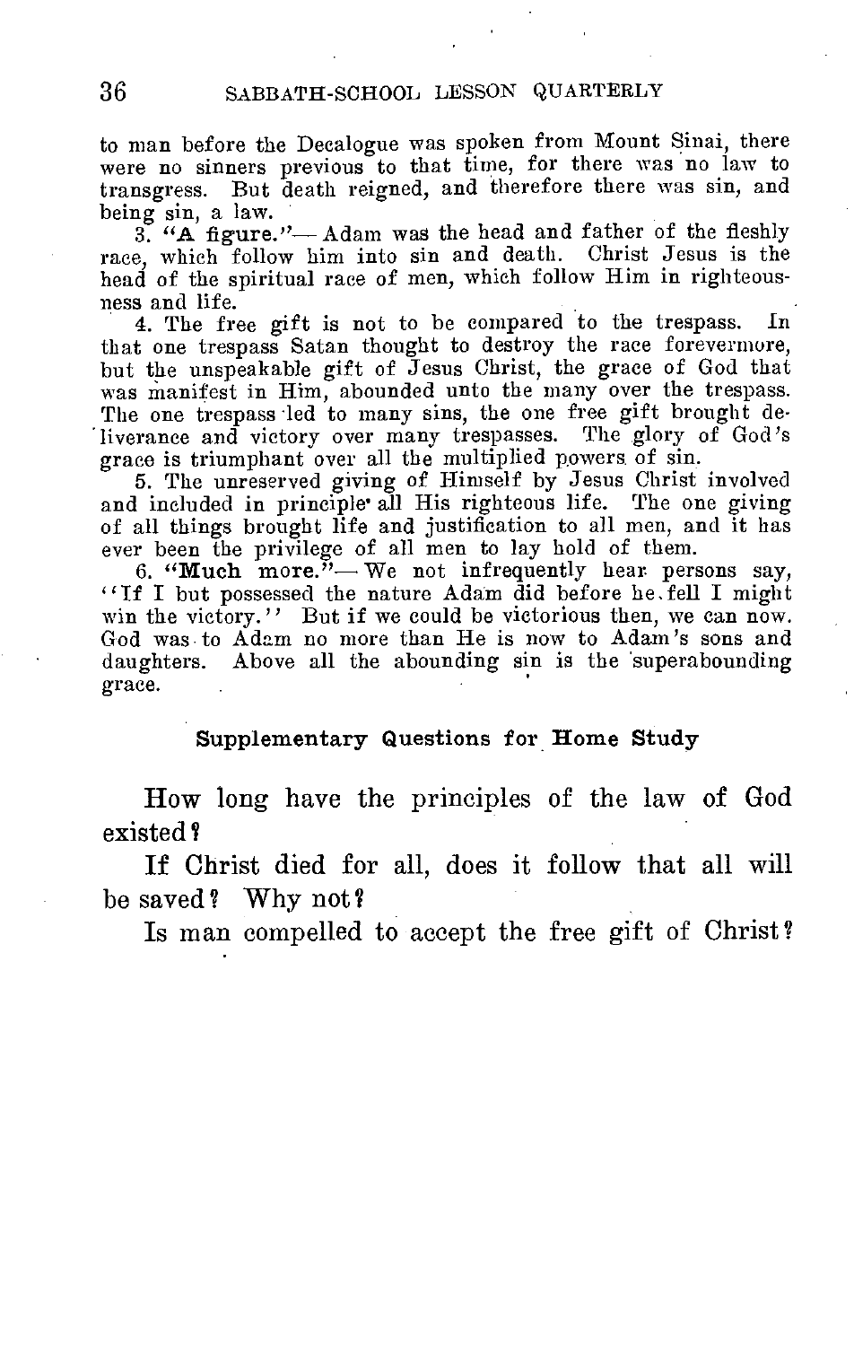to man before the Decalogue was spoken from Mount Sinai, there were no sinners previous to that time, for there was no law to transgress. But death reigned, and therefore there was sin, and being sin, a law.

3. **"A figure."**— Adam was the head and father of the fleshly race, which follow him into sin and death. Christ Jesus is the head of the spiritual race of men, which follow Him in righteousness and life.

4. The free gift is not to be compared to the trespass. In that one trespass Satan thought to destroy the race forevermore, but the unspeakable gift of Jesus Christ, the grace of God that was manifest in Him, abounded unto the many over the trespass. The one trespass led to many sins, the one free gift brought deliverance and victory over many trespasses. The glory of God's grace is triumphant over all the multiplied powers of sin.

5. The unreserved giving of Himself by Jesus Christ involved and included in principle all His righteous life. The one giving of all things brought life and justification to all men, and it has ever been the privilege of all men to lay hold of them.

6. **"Much more."**— We not infrequently hear persons say, "If I but possessed the nature Adam did before he fell I might win the victory." But if we could be victorious then, we can now. God was to Adam no more than He is now to Adam's sons and daughters. Above all the abounding sin is the superabounding grace.

### Supplementary Questions for Home Study

How long have the principles of the law of God existed?

If Christ died for all, does it follow that all will be saved? Why not?

Is man compelled to accept the free gift of Christ?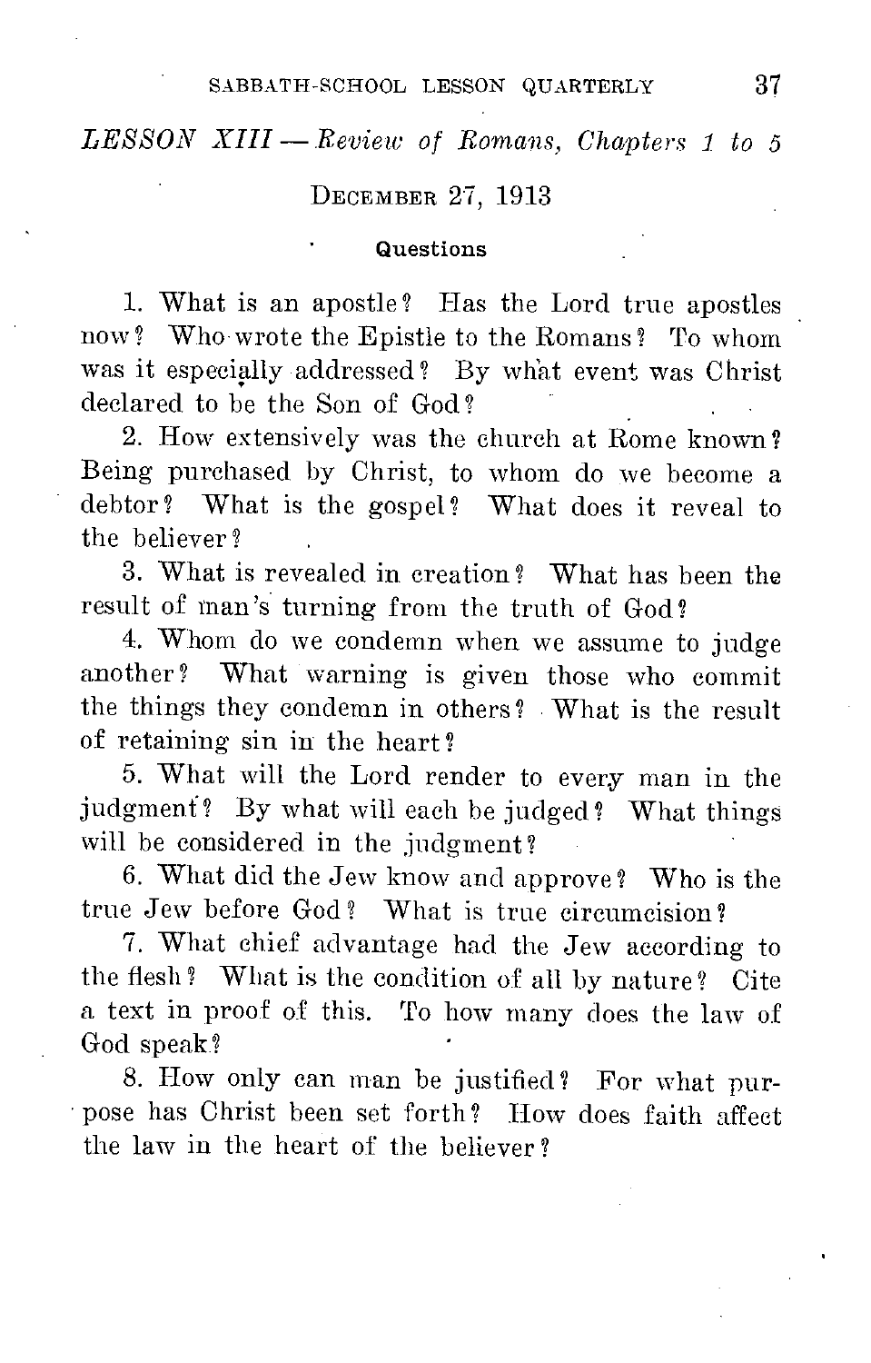*LESSON XIII — Review of Romans, Chapters 1 to 5*

DECEMBER 27, 1913

**Questions**

1. What is an apostle? Has the Lord true apostles now? Who wrote the Epistle to the Romans? To whom was it especially addressed? By what event was Christ declared to be the Son of God?

2. How extensively was the church at Rome known? Being purchased by Christ, to whom do we become a debtor? What is the gospel? What does it reveal to the believer?

3. What is revealed in creation? What has been the result of man's turning from the truth of God?

4. Whom do we condemn when we assume to judge another? What warning is given those who commit the things they condemn in others? What is the result of retaining sin in the heart?

5. What will the Lord render to every man in the judgment? By what will each be judged? What things will be considered in the judgment?

6. What did the Jew know and approve? Who is the true Jew before God? What is true circumcision?

7. What chief advantage had the Jew according to the flesh? What is the condition of all by nature? Cite a text in proof of this. To how many does the law of God speak?

8. How only can man be justified? For what purpose has Christ been set forth? How does faith affect the law in the heart of the believer?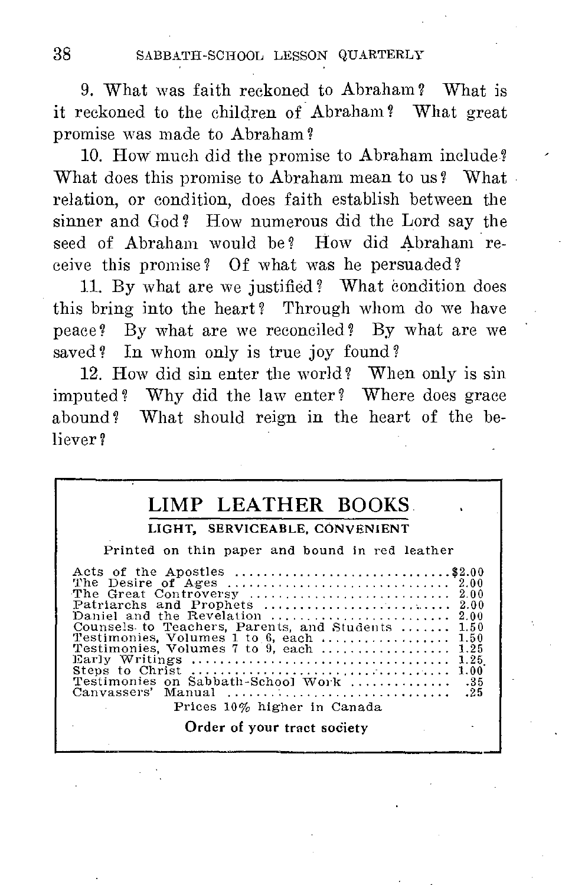9. What was faith reckoned to Abraham? What is it reckoned to the children of Abraham? What great promise was made to Abraham?

10. How much did the promise to Abraham include? What does this promise to Abraham mean to us? What relation, or condition, does faith establish between the sinner and God? How numerous did the Lord say the seed of Abraham would be? How did Abraham receive this promise? Of what was he persuaded?

11. By what are we justified? What condition does this bring into the heart? Through whom do we have peace? By what are we reconciled? By what are we saved? In whom only is true joy found?

12. How did sin enter the world? When only is sin imputed? Why did the law enter? Where does grace abound? What should reign in the heart of the believer?

## LIMP LEATHER BOOKS

**LIGHT, SERVICEABLE, CONVENIENT**

Printed on thin paper and bound in red leather

| | |
|---|---|
| Acts of the Apostles | $2.00 |
| The Desire of Ages | 2.00 |
| The Great Controversy | 2.00 |
| Patriarchs and Prophets | 2.00 |
| Daniel and the Revelation | 2.00 |
| Counsels to Teachers, Parents, and Students | 1.50 |
| Testimonies, Volumes 1 to 6, each | 1.50 |
| Testimonies, Volumes 7 to 9, each | 1.25 |
| Early Writings | 1.25 |
| Steps to Christ | 1.00 |
| Testimonies on Sabbath-School Work | .35 |
| Canvassers' Manual | .25 |

Prices 10% higher in Canada

**Order of your tract society**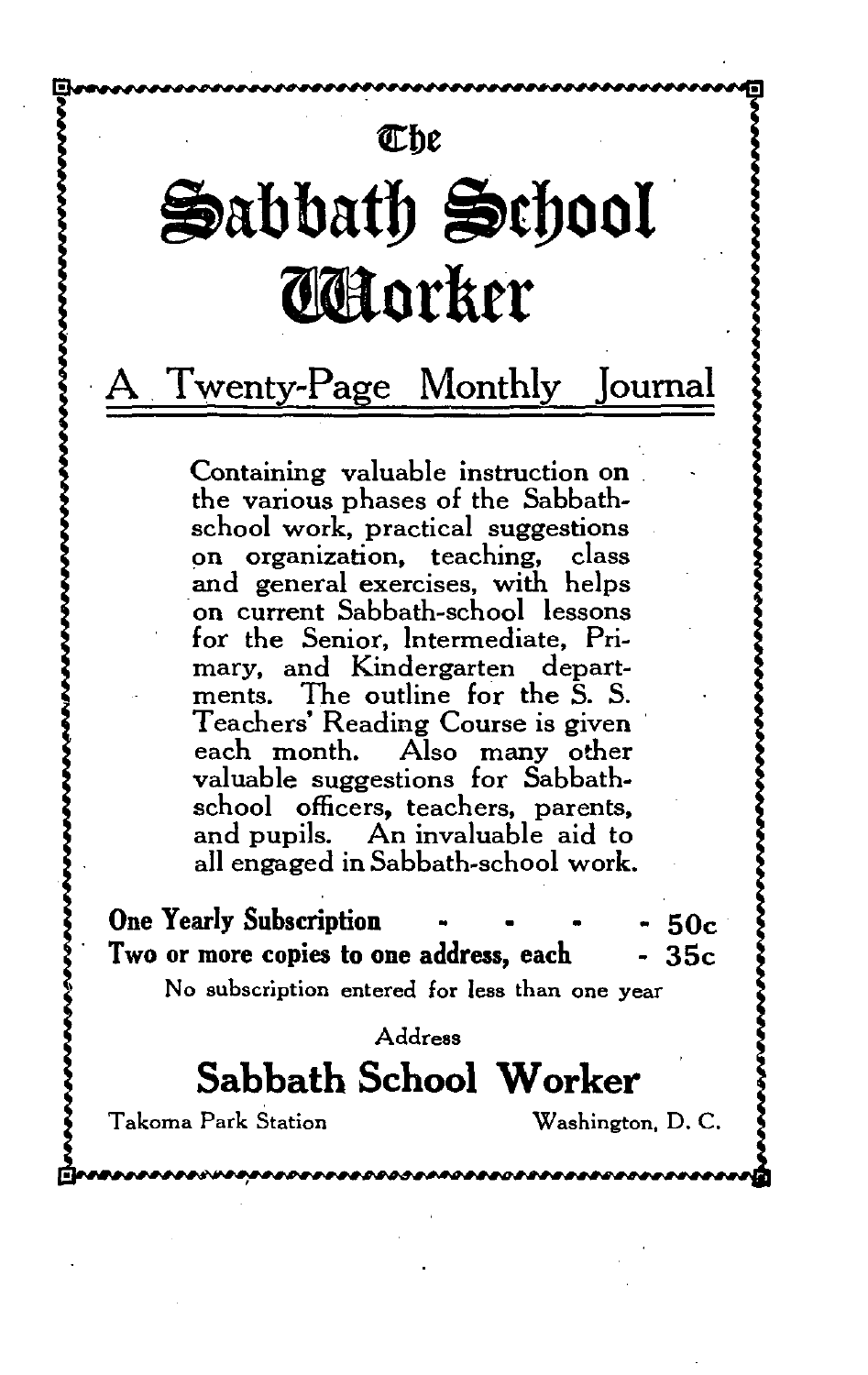# The Sabbath School Worker

## A Twenty-Page Monthly Journal

Containing valuable instruction on the various phases of the Sabbath-school work, practical suggestions on organization, teaching, class and general exercises, with helps on current Sabbath-school lessons for the Senior, Intermediate, Primary, and Kindergarten departments. The outline for the S. S. Teachers' Reading Course is given each month. Also many other valuable suggestions for Sabbath-school officers, teachers, parents, and pupils. An invaluable aid to all engaged in Sabbath-school work.

**One Yearly Subscription - - - - 50c**
**Two or more copies to one address, each - 35c**

No subscription entered for less than one year

Address

## Sabbath School Worker

Takoma Park Station Washington, D. C.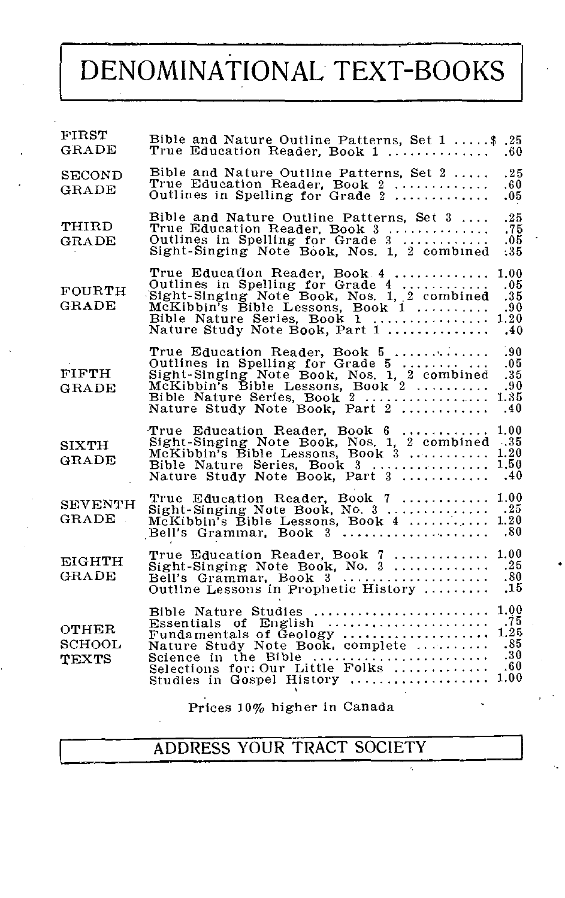# DENOMINATIONAL TEXT-BOOKS

| | | |
|---|---|---|
| FIRST GRADE | Bible and Nature Outline Patterns, Set 1 | $ .25 |
| | True Education Reader, Book 1 | .60 |
| SECOND GRADE | Bible and Nature Outline Patterns, Set 2 | .25 |
| | True Education Reader, Book 2 | .60 |
| | Outlines in Spelling for Grade 2 | .05 |
| THIRD GRADE | Bible and Nature Outline Patterns, Set 3 | .25 |
| | True Education Reader, Book 3 | .75 |
| | Outlines in Spelling for Grade 3 | .05 |
| | Sight-Singing Note Book, Nos. 1, 2 combined | .35 |
| FOURTH GRADE | True Education Reader, Book 4 | 1.00 |
| | Outlines in Spelling for Grade 4 | .05 |
| | Sight-Singing Note Book, Nos. 1, 2 combined | .35 |
| | McKibbin's Bible Lessons, Book 1 | .90 |
| | Bible Nature Series, Book 1 | 1.20 |
| | Nature Study Note Book, Part 1 | .40 |
| FIFTH GRADE | True Education Reader, Book 5 | .90 |
| | Outlines in Spelling for Grade 5 | .05 |
| | Sight-Singing Note Book, Nos. 1, 2 combined | .35 |
| | McKibbin's Bible Lessons, Book 2 | .90 |
| | Bible Nature Series, Book 2 | 1.35 |
| | Nature Study Note Book, Part 2 | .40 |
| SIXTH GRADE | True Education Reader, Book 6 | 1.00 |
| | Sight-Singing Note Book, Nos. 1, 2 combined | .35 |
| | McKibbin's Bible Lessons, Book 3 | 1.20 |
| | Bible Nature Series, Book 3 | 1.50 |
| | Nature Study Note Book, Part 3 | .40 |
| SEVENTH GRADE | True Education Reader, Book 7 | 1.00 |
| | Sight-Singing Note Book, No. 3 | .25 |
| | McKibbin's Bible Lessons, Book 4 | 1.20 |
| | Bell's Grammar, Book 3 | .80 |
| EIGHTH GRADE | True Education Reader, Book 7 | 1.00 |
| | Sight-Singing Note Book, No. 3 | .25 |
| | Bell's Grammar, Book 3 | .80 |
| | Outline Lessons in Prophetic History | .15 |
| OTHER SCHOOL TEXTS | Bible Nature Studies | 1.00 |
| | Essentials of English | .75 |
| | Fundamentals of Geology | 1.25 |
| | Nature Study Note Book, complete | .85 |
| | Science in the Bible | .30 |
| | Selections for Our Little Folks | .60 |
| | Studies in Gospel History | 1.00 |

Prices 10% higher in Canada

ADDRESS YOUR TRACT SOCIETY